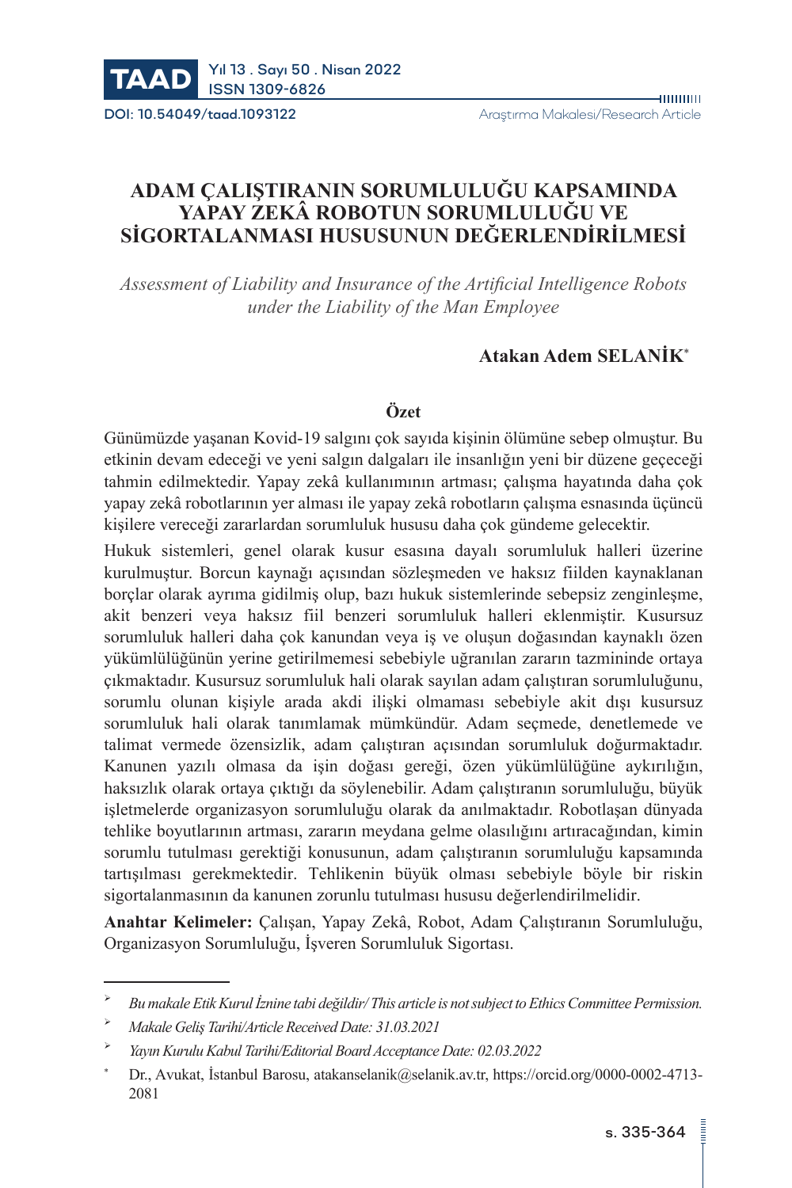DOI: 10.54049/taad.1093122

Araştırma Makalesi/Research Article

# ADAM ÇALIŞTIRANIN SORUMLULUĞU KAPSAMINDA YAPAY ZEKÂ ROBOTUN SORUMLULUĞU VE SİGORTALANMASI HUSUSUNUN DEĞERLENDİRİLMESİ

*Assessment of Liability and Insurance of the Artificial Intelligence Robots under the Liability of the Man Employee*

**Atakan Adem SELANİK***

## Özet

Günümüzde yaşanan Kovid-19 salgını çok sayıda kişinin ölümüne sebep olmuştur. Bu etkinin devam edeceği ve yeni salgın dalgaları ile insanlığın yeni bir düzene geçeceği tahmin edilmektedir. Yapay zekâ kullanımının artması; çalışma hayatında daha çok yapay zekâ robotlarının yer alması ile yapay zekâ robotların çalışma esnasında üçüncü kişilere vereceği zararlardan sorumluluk hususu daha çok gündeme gelecektir.

Hukuk sistemleri, genel olarak kusur esasına dayalı sorumluluk halleri üzerine kurulmuştur. Borcun kaynağı açısından sözleşmeden ve haksız fiilden kaynaklanan borçlar olarak ayrıma gidilmiş olup, bazı hukuk sistemlerinde sebepsiz zenginleşme, akit benzeri veya haksız fiil benzeri sorumluluk halleri eklenmiştir. Kusursuz sorumluluk halleri daha çok kanundan veya iş ve oluşun doğasından kaynaklı özen yükümlülüğünün yerine getirilmemesi sebebiyle uğranılan zararın tazmininde ortaya çıkmaktadır. Kusursuz sorumluluk hali olarak sayılan adam çalıştıran sorumluluğunu, sorumlu olunan kişiyle arada akdi ilişki olmaması sebebiyle akit dışı kusursuz sorumluluk hali olarak tanımlamak mümkündür. Adam seçmede, denetlemede ve talimat vermede özensizlik, adam çalıştıran açısından sorumluluk doğurmaktadır. Kanunen yazılı olmasa da işin doğası gereği, özen yükümlülüğüne aykırılığın, haksızlık olarak ortaya çıktığı da söylenebilir. Adam çalıştıranın sorumluluğu, büyük işletmelerde organizasyon sorumluluğu olarak da anılmaktadır. Robotlaşan dünyada tehlike boyutlarının artması, zararın meydana gelme olasılığını artıracağından, kimin sorumlu tutulması gerektiği konusunun, adam çalıştıranın sorumluluğu kapsamında tartışılması gerekmektedir. Tehlikenin büyük olması sebebiyle böyle bir riskin sigortalanmasının da kanunen zorunlu tutulması hususu değerlendirilmelidir.

**Anahtar Kelimeler:** Çalışan, Yapay Zekâ, Robot, Adam Çalıştıranın Sorumluluğu, Organizasyon Sorumluluğu, İşveren Sorumluluk Sigortası.

---

- *Bu makale Etik Kurul İznine tabi değildir/ This article is not subject to Ethics Committee Permission.*
- *Makale Geliş Tarihi/Article Received Date: 31.03.2021*
- *Yayın Kurulu Kabul Tarihi/Editorial Board Acceptance Date: 02.03.2022*

\* Dr., Avukat, İstanbul Barosu, atakanselanik@selanik.av.tr, https://orcid.org/0000-0002-4713-2081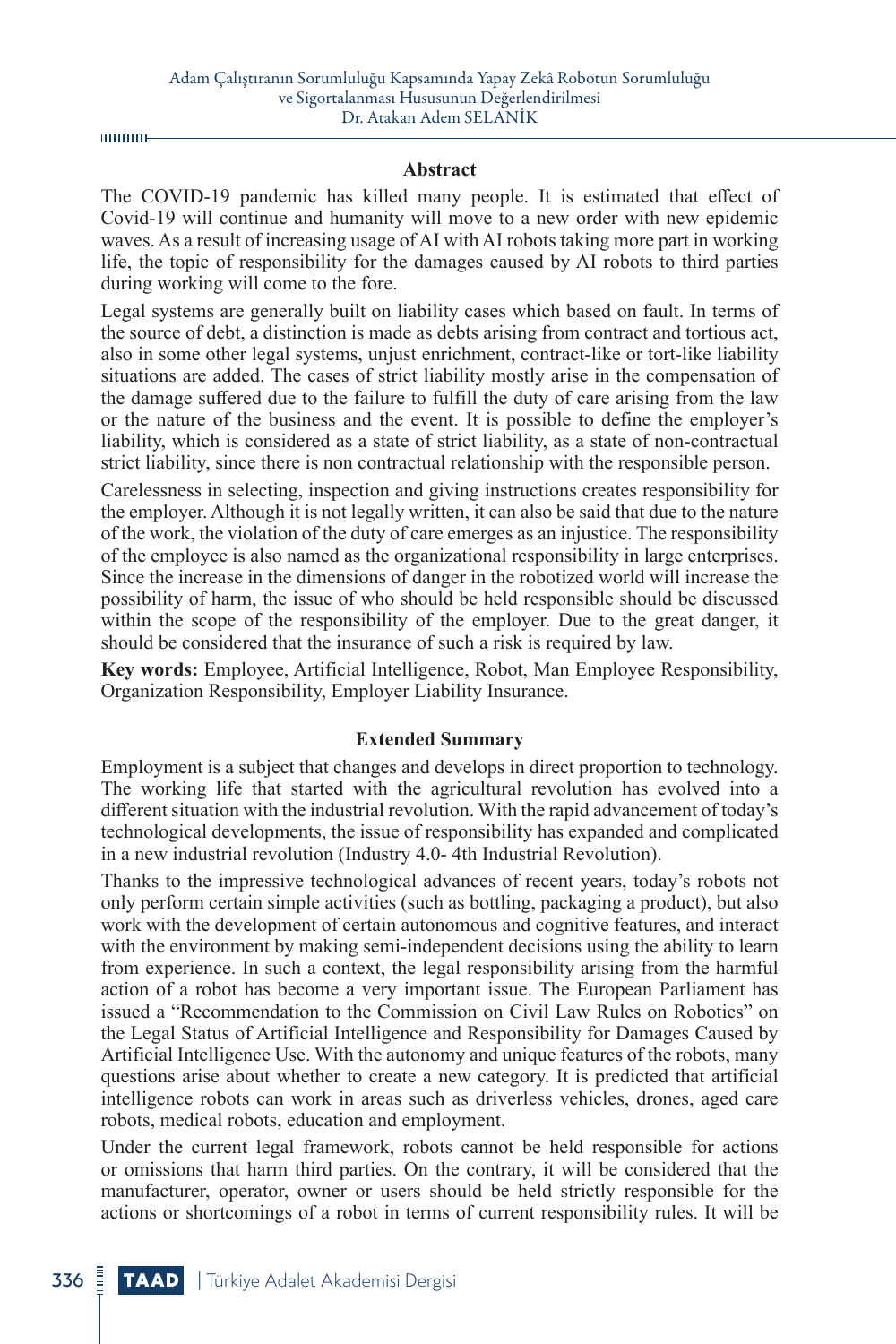## Abstract

The COVID-19 pandemic has killed many people. It is estimated that effect of Covid-19 will continue and humanity will move to a new order with new epidemic waves. As a result of increasing usage of AI with AI robots taking more part in working life, the topic of responsibility for the damages caused by AI robots to third parties during working will come to the fore.

Legal systems are generally built on liability cases which based on fault. In terms of the source of debt, a distinction is made as debts arising from contract and tortious act, also in some other legal systems, unjust enrichment, contract-like or tort-like liability situations are added. The cases of strict liability mostly arise in the compensation of the damage suffered due to the failure to fulfill the duty of care arising from the law or the nature of the business and the event. It is possible to define the employer's liability, which is considered as a state of strict liability, as a state of non-contractual strict liability, since there is non contractual relationship with the responsible person.

Carelessness in selecting, inspection and giving instructions creates responsibility for the employer. Although it is not legally written, it can also be said that due to the nature of the work, the violation of the duty of care emerges as an injustice. The responsibility of the employee is also named as the organizational responsibility in large enterprises. Since the increase in the dimensions of danger in the robotized world will increase the possibility of harm, the issue of who should be held responsible should be discussed within the scope of the responsibility of the employer. Due to the great danger, it should be considered that the insurance of such a risk is required by law.

**Key words:** Employee, Artificial Intelligence, Robot, Man Employee Responsibility, Organization Responsibility, Employer Liability Insurance.

## Extended Summary

Employment is a subject that changes and develops in direct proportion to technology. The working life that started with the agricultural revolution has evolved into a different situation with the industrial revolution. With the rapid advancement of today's technological developments, the issue of responsibility has expanded and complicated in a new industrial revolution (Industry 4.0- 4th Industrial Revolution).

Thanks to the impressive technological advances of recent years, today's robots not only perform certain simple activities (such as bottling, packaging a product), but also work with the development of certain autonomous and cognitive features, and interact with the environment by making semi-independent decisions using the ability to learn from experience. In such a context, the legal responsibility arising from the harmful action of a robot has become a very important issue. The European Parliament has issued a "Recommendation to the Commission on Civil Law Rules on Robotics" on the Legal Status of Artificial Intelligence and Responsibility for Damages Caused by Artificial Intelligence Use. With the autonomy and unique features of the robots, many questions arise about whether to create a new category. It is predicted that artificial intelligence robots can work in areas such as driverless vehicles, drones, aged care robots, medical robots, education and employment.

Under the current legal framework, robots cannot be held responsible for actions or omissions that harm third parties. On the contrary, it will be considered that the manufacturer, operator, owner or users should be held strictly responsible for the actions or shortcomings of a robot in terms of current responsibility rules. It will be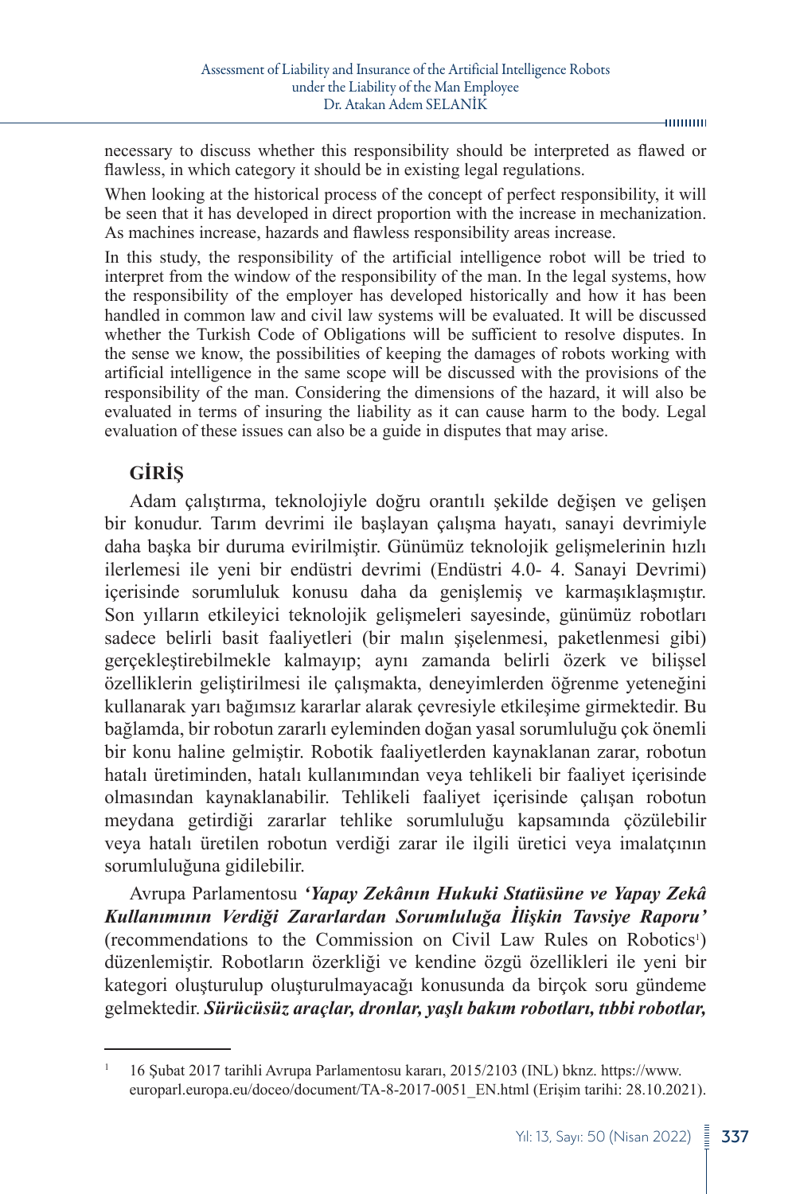necessary to discuss whether this responsibility should be interpreted as flawed or flawless, in which category it should be in existing legal regulations.

When looking at the historical process of the concept of perfect responsibility, it will be seen that it has developed in direct proportion with the increase in mechanization. As machines increase, hazards and flawless responsibility areas increase.

In this study, the responsibility of the artificial intelligence robot will be tried to interpret from the window of the responsibility of the man. In the legal systems, how the responsibility of the employer has developed historically and how it has been handled in common law and civil law systems will be evaluated. It will be discussed whether the Turkish Code of Obligations will be sufficient to resolve disputes. In the sense we know, the possibilities of keeping the damages of robots working with artificial intelligence in the same scope will be discussed with the provisions of the responsibility of the man. Considering the dimensions of the hazard, it will also be evaluated in terms of insuring the liability as it can cause harm to the body. Legal evaluation of these issues can also be a guide in disputes that may arise.

## GİRİŞ

Adam çalıştırma, teknolojiyle doğru orantılı şekilde değişen ve gelişen bir konudur. Tarım devrimi ile başlayan çalışma hayatı, sanayi devrimiyle daha başka bir duruma evirilmiştir. Günümüz teknolojik gelişmelerinin hızlı ilerlemesi ile yeni bir endüstri devrimi (Endüstri 4.0- 4. Sanayi Devrimi) içerisinde sorumluluk konusu daha da genişlemiş ve karmaşıklaşmıştır. Son yılların etkileyici teknolojik gelişmeleri sayesinde, günümüz robotları sadece belirli basit faaliyetleri (bir malın şişelenmesi, paketlenmesi gibi) gerçekleştirebilmekle kalmayıp; aynı zamanda belirli özerk ve bilişsel özelliklerin geliştirilmesi ile çalışmakta, deneyimlerden öğrenme yeteneğini kullanarak yarı bağımsız kararlar alarak çevresiyle etkileşime girmektedir. Bu bağlamda, bir robotun zararlı eyleminden doğan yasal sorumluluğu çok önemli bir konu haline gelmiştir. Robotik faaliyetlerden kaynaklanan zarar, robotun hatalı üretiminden, hatalı kullanımından veya tehlikeli bir faaliyet içerisinde olmasından kaynaklanabilir. Tehlikeli faaliyet içerisinde çalışan robotun meydana getirdiği zararlar tehlike sorumluluğu kapsamında çözülebilir veya hatalı üretilen robotun verdiği zarar ile ilgili üretici veya imalatçının sorumluluğuna gidilebilir.

Avrupa Parlamentosu ***'Yapay Zekânın Hukuki Statüsüne ve Yapay Zekâ Kullanımının Verdiği Zararlardan Sorumluluğa İlişkin Tavsiye Raporu'*** (recommendations to the Commission on Civil Law Rules on Robotics[1]) düzenlemiştir. Robotların özerkliği ve kendine özgü özellikleri ile yeni bir kategori oluşturulup oluşturulmayacağı konusunda da birçok soru gündeme gelmektedir. ***Sürücüsüz araçlar, dronlar, yaşlı bakım robotları, tıbbi robotlar,***

---

[1] 16 Şubat 2017 tarihli Avrupa Parlamentosu kararı, 2015/2103 (INL) bknz. https://www.europarl.europa.eu/doceo/document/TA-8-2017-0051_EN.html (Erişim tarihi: 28.10.2021).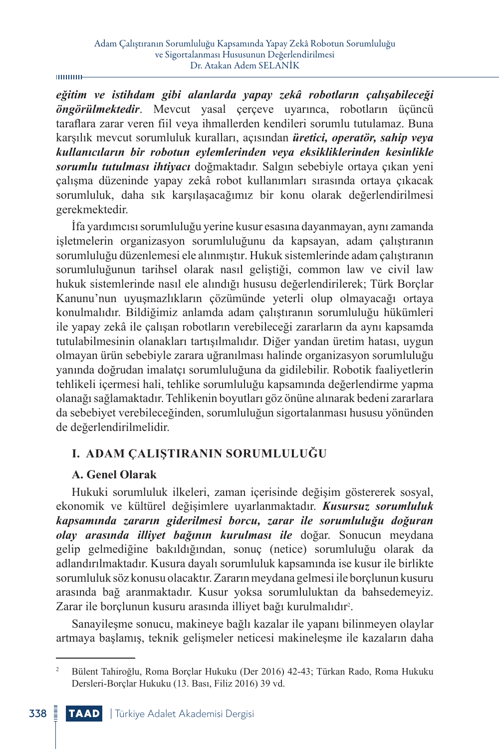***eğitim ve istihdam gibi alanlarda yapay zekâ robotların çalışabileceği öngörülmektedir***. Mevcut yasal çerçeve uyarınca, robotların üçüncü taraflara zarar veren fiil veya ihmallerden kendileri sorumlu tutulamaz. Buna karşılık mevcut sorumluluk kuralları, açısından ***üretici, operatör, sahip veya kullanıcıların bir robotun eylemlerinden veya eksikliklerinden kesinlikle sorumlu tutulması ihtiyacı*** doğmaktadır. Salgın sebebiyle ortaya çıkan yeni çalışma düzeninde yapay zekâ robot kullanımları sırasında ortaya çıkacak sorumluluk, daha sık karşılaşacağımız bir konu olarak değerlendirilmesi gerekmektedir.

İfa yardımcısı sorumluluğu yerine kusur esasına dayanmayan, aynı zamanda işletmelerin organizasyon sorumluluğunu da kapsayan, adam çalıştıranın sorumluluğu düzenlemesi ele alınmıştır. Hukuk sistemlerinde adam çalıştıranın sorumluluğunun tarihsel olarak nasıl geliştiği, common law ve civil law hukuk sistemlerinde nasıl ele alındığı hususu değerlendirilerek; Türk Borçlar Kanunu'nun uyuşmazlıkların çözümünde yeterli olup olmayacağı ortaya konulmalıdır. Bildiğimiz anlamda adam çalıştıranın sorumluluğu hükümleri ile yapay zekâ ile çalışan robotların verebileceği zararların da aynı kapsamda tutulabilmesinin olanakları tartışılmalıdır. Diğer yandan üretim hatası, uygun olmayan ürün sebebiyle zarara uğranılması halinde organizasyon sorumluluğu yanında doğrudan imalatçı sorumluluğuna da gidilebilir. Robotik faaliyetlerin tehlikeli içermesi hali, tehlike sorumluluğu kapsamında değerlendirme yapma olanağı sağlamaktadır. Tehlikenin boyutları göz önüne alınarak bedeni zararlara da sebebiyet verebileceğinden, sorumluluğun sigortalanması hususu yönünden de değerlendirilmelidir.

## I. ADAM ÇALIŞTIRANIN SORUMLULUĞU

### A. Genel Olarak

Hukuki sorumluluk ilkeleri, zaman içerisinde değişim göstererek sosyal, ekonomik ve kültürel değişimlere uyarlanmaktadır. ***Kusursuz sorumluluk kapsamında zararın giderilmesi borcu, zarar ile sorumluluğu doğuran olay arasında illiyet bağının kurulması ile*** doğar. Sonucun meydana gelip gelmediğine bakıldığından, sonuç (netice) sorumluluğu olarak da adlandırılmaktadır. Kusura dayalı sorumluluk kapsamında ise kusur ile birlikte sorumluluk söz konusu olacaktır. Zararın meydana gelmesi ile borçlunun kusuru arasında bağ aranmaktadır. Kusur yoksa sorumluluktan da bahsedemeyiz. Zarar ile borçlunun kusuru arasında illiyet bağı kurulmalıdır[2].

Sanayileşme sonucu, makineye bağlı kazalar ile yapanı bilinmeyen olaylar artmaya başlamış, teknik gelişmeler neticesi makineleşme ile kazaların daha

---

[2] Bülent Tahiroğlu, Roma Borçlar Hukuku (Der 2016) 42-43; Türkan Rado, Roma Hukuku Dersleri-Borçlar Hukuku (13. Bası, Filiz 2016) 39 vd.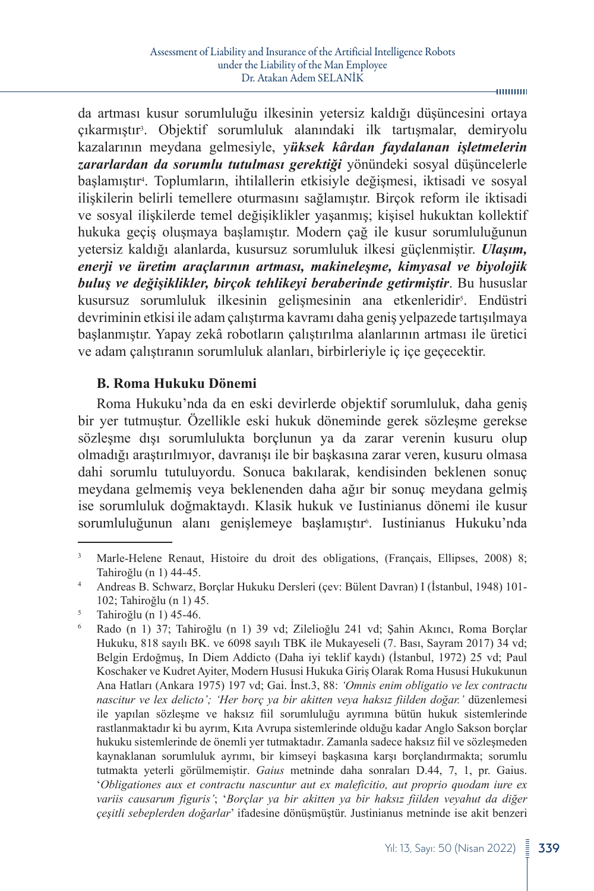da artması kusur sorumluluğu ilkesinin yetersiz kaldığı düşüncesini ortaya çıkarmıştır[3]. Objektif sorumluluk alanındaki ilk tartışmalar, demiryolu kazalarının meydana gelmesiyle, y***üksek kârdan faydalanan işletmelerin zararlardan da sorumlu tutulması gerektiği*** yönündeki sosyal düşüncelerle başlamıştır[4]. Toplumların, ihtilallerin etkisiyle değişmesi, iktisadi ve sosyal ilişkilerin belirli temellere oturmasını sağlamıştır. Birçok reform ile iktisadi ve sosyal ilişkilerde temel değişiklikler yaşanmış; kişisel hukuktan kollektif hukuka geçiş oluşmaya başlamıştır. Modern çağ ile kusur sorumluluğunun yetersiz kaldığı alanlarda, kusursuz sorumluluk ilkesi güçlenmiştir. ***Ulaşım, enerji ve üretim araçlarının artması, makineleşme, kimyasal ve biyolojik buluş ve değişiklikler, birçok tehlikeyi beraberinde getirmiştir***. Bu hususlar kusursuz sorumluluk ilkesinin gelişmesinin ana etkenleridir[5]. Endüstri devriminin etkisi ile adam çalıştırma kavramı daha geniş yelpazede tartışılmaya başlanmıştır. Yapay zekâ robotların çalıştırılma alanlarının artması ile üretici ve adam çalıştıranın sorumluluk alanları, birbirleriyle iç içe geçecektir.

### B. Roma Hukuku Dönemi

Roma Hukuku'nda da en eski devirlerde objektif sorumluluk, daha geniş bir yer tutmuştur. Özellikle eski hukuk döneminde gerek sözleşme gerekse sözleşme dışı sorumlulukta borçlunun ya da zarar verenin kusuru olup olmadığı araştırılmıyor, davranışı ile bir başkasına zarar veren, kusuru olmasa dahi sorumlu tutuluyordu. Sonuca bakılarak, kendisinden beklenen sonuç meydana gelmemiş veya beklenenden daha ağır bir sonuç meydana gelmiş ise sorumluluk doğmaktaydı. Klasik hukuk ve Iustinianus dönemi ile kusur sorumluluğunun alanı genişlemeye başlamıştır[6]. Iustinianus Hukuku'nda

---

[3] Marle-Helene Renaut, Histoire du droit des obligations, (Français, Ellipses, 2008) 8; Tahiroğlu (n 1) 44-45.

[4] Andreas B. Schwarz, Borçlar Hukuku Dersleri (çev: Bülent Davran) I (İstanbul, 1948) 101-102; Tahiroğlu (n 1) 45.

[5] Tahiroğlu (n 1) 45-46.

[6] Rado (n 1) 37; Tahiroğlu (n 1) 39 vd; Zilelioğlu 241 vd; Şahin Akıncı, Roma Borçlar Hukuku, 818 sayılı BK. ve 6098 sayılı TBK ile Mukayeseli (7. Bası, Sayram 2017) 34 vd; Belgin Erdoğmuş, In Diem Addicto (Daha iyi teklif kaydı) (İstanbul, 1972) 25 vd; Paul Koschaker ve Kudret Ayiter, Modern Hususi Hukuka Giriş Olarak Roma Hususi Hukukunun Ana Hatları (Ankara 1975) 197 vd; Gai. İnst.3, 88: *'Omnis enim obligatio ve lex contractu nascitur ve lex delicto'; 'Her borç ya bir akitten veya haksız fiilden doğar.'* düzenlemesi ile yapılan sözleşme ve haksız fiil sorumluluğu ayrımına bütün hukuk sistemlerinde rastlanmaktadır ki bu ayrım, Kıta Avrupa sistemlerinde olduğu kadar Anglo Sakson borçlar hukuku sistemlerinde de önemli yer tutmaktadır. Zamanla sadece haksız fiil ve sözleşmeden kaynaklanan sorumluluk ayrımı, bir kimseyi başkasına karşı borçlandırmakta; sorumlu tutmakta yeterli görülmemiştir. *Gaius* metninde daha sonraları D.44, 7, 1, pr. Gaius. '*Obligationes aux et contractu nascuntur aut ex maleficitio, aut proprio quodam iure ex variis causarum figuris'*; '*Borçlar ya bir akitten ya bir haksız fiilden veyahut da diğer çeşitli sebeplerden doğarlar*' ifadesine dönüşmüştür. Justinianus metninde ise akit benzeri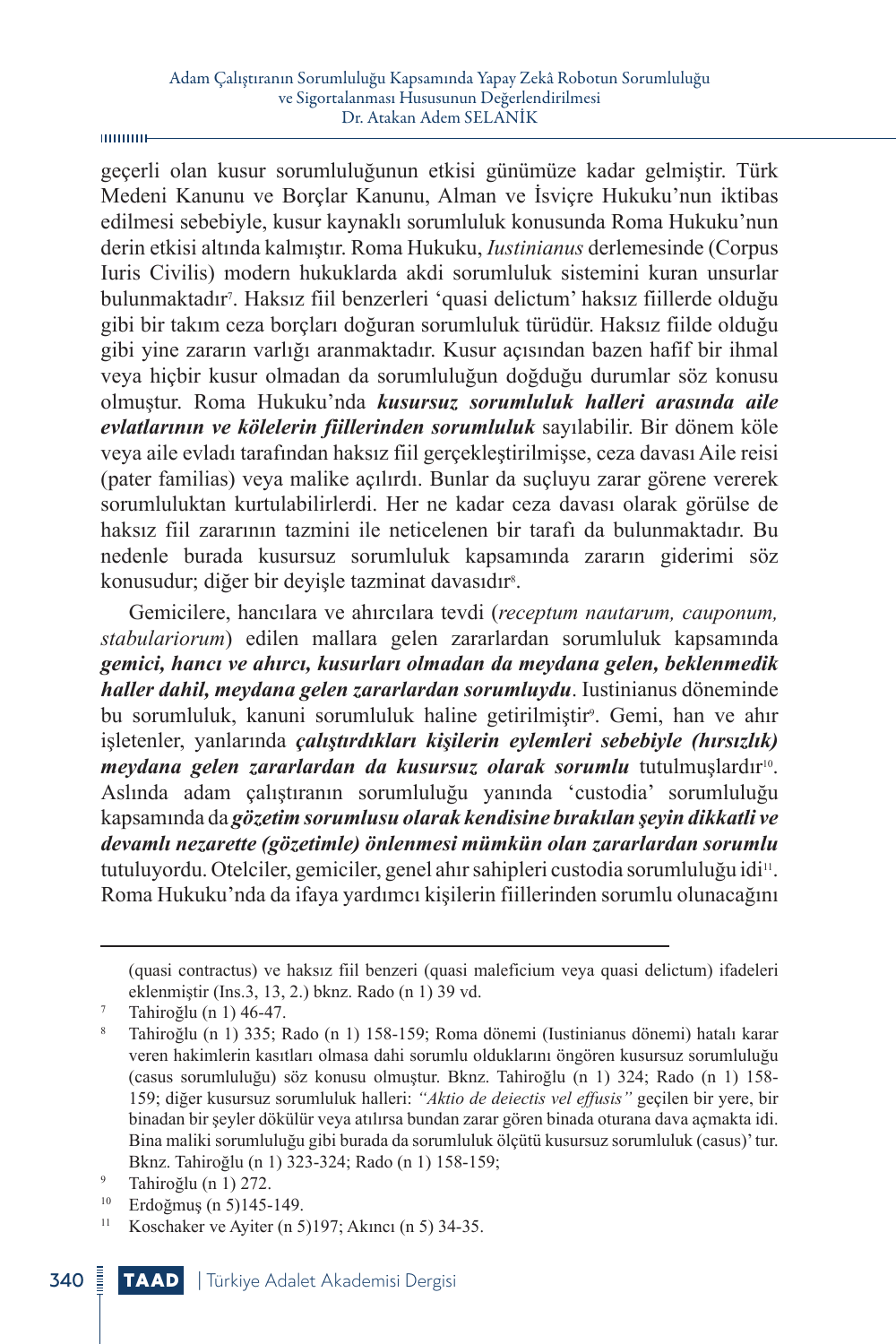geçerli olan kusur sorumluluğunun etkisi günümüze kadar gelmiştir. Türk Medeni Kanunu ve Borçlar Kanunu, Alman ve İsviçre Hukuku'nun iktibas edilmesi sebebiyle, kusur kaynaklı sorumluluk konusunda Roma Hukuku'nun derin etkisi altında kalmıştır. Roma Hukuku, *Iustinianus* derlemesinde (Corpus Iuris Civilis) modern hukuklarda akdi sorumluluk sistemini kuran unsurlar bulunmaktadır[7]. Haksız fiil benzerleri 'quasi delictum' haksız fiillerde olduğu gibi bir takım ceza borçları doğuran sorumluluk türüdür. Haksız fiilde olduğu gibi yine zararın varlığı aranmaktadır. Kusur açısından bazen hafif bir ihmal veya hiçbir kusur olmadan da sorumluluğun doğduğu durumlar söz konusu olmuştur. Roma Hukuku'nda ***kusursuz sorumluluk halleri arasında aile evlatlarının ve kölelerin fiillerinden sorumluluk*** sayılabilir. Bir dönem köle veya aile evladı tarafından haksız fiil gerçekleştirilmişse, ceza davası Aile reisi (pater familias) veya malike açılırdı. Bunlar da suçluyu zarar görene vererek sorumluluktan kurtulabilirlerdi. Her ne kadar ceza davası olarak görülse de haksız fiil zararının tazmini ile neticelenen bir tarafı da bulunmaktadır. Bu nedenle burada kusursuz sorumluluk kapsamında zararın giderimi söz konusudur; diğer bir deyişle tazminat davasıdır[8].

Gemicilere, hancılara ve ahırcılara tevdi (*receptum nautarum, cauponum, stabulariorum*) edilen mallara gelen zararlardan sorumluluk kapsamında ***gemici, hancı ve ahırcı, kusurları olmadan da meydana gelen, beklenmedik haller dahil, meydana gelen zararlardan sorumluydu***. Iustinianus döneminde bu sorumluluk, kanuni sorumluluk haline getirilmiştir[9]. Gemi, han ve ahır işletenler, yanlarında ***çalıştırdıkları kişilerin eylemleri sebebiyle (hırsızlık) meydana gelen zararlardan da kusursuz olarak sorumlu*** tutulmuşlardır[10]. Aslında adam çalıştıranın sorumluluğu yanında 'custodia' sorumluluğu kapsamında da ***gözetim sorumlusu olarak kendisine bırakılan şeyin dikkatli ve devamlı nezarette (gözetimle) önlenmesi mümkün olan zararlardan sorumlu*** tutuluyordu. Otelciler, gemiciler, genel ahır sahipleri custodia sorumluluğu idi[11]. Roma Hukuku'nda da ifaya yardımcı kişilerin fiillerinden sorumlu olunacağını

---

(quasi contractus) ve haksız fiil benzeri (quasi maleficium veya quasi delictum) ifadeleri eklenmiştir (Ins.3, 13, 2.) bknz. Rado (n 1) 39 vd.

[7] Tahiroğlu (n 1) 46-47.

[8] Tahiroğlu (n 1) 335; Rado (n 1) 158-159; Roma dönemi (Iustinianus dönemi) hatalı karar veren hakimlerin kasıtları olmasa dahi sorumlu olduklarını öngören kusursuz sorumluluğu (casus sorumluluğu) söz konusu olmuştur. Bknz. Tahiroğlu (n 1) 324; Rado (n 1) 158-159; diğer kusursuz sorumluluk halleri: *"Aktio de deiectis vel effusis"* geçilen bir yere, bir binadan bir şeyler dökülür veya atılırsa bundan zarar gören binada oturana dava açmakta idi. Bina maliki sorumluluğu gibi burada da sorumluluk ölçütü kusursuz sorumluluk (casus)' tur. Bknz. Tahiroğlu (n 1) 323-324; Rado (n 1) 158-159;

[9] Tahiroğlu (n 1) 272.

[10] Erdoğmuş (n 5)145-149.

[11] Koschaker ve Ayiter (n 5)197; Akıncı (n 5) 34-35.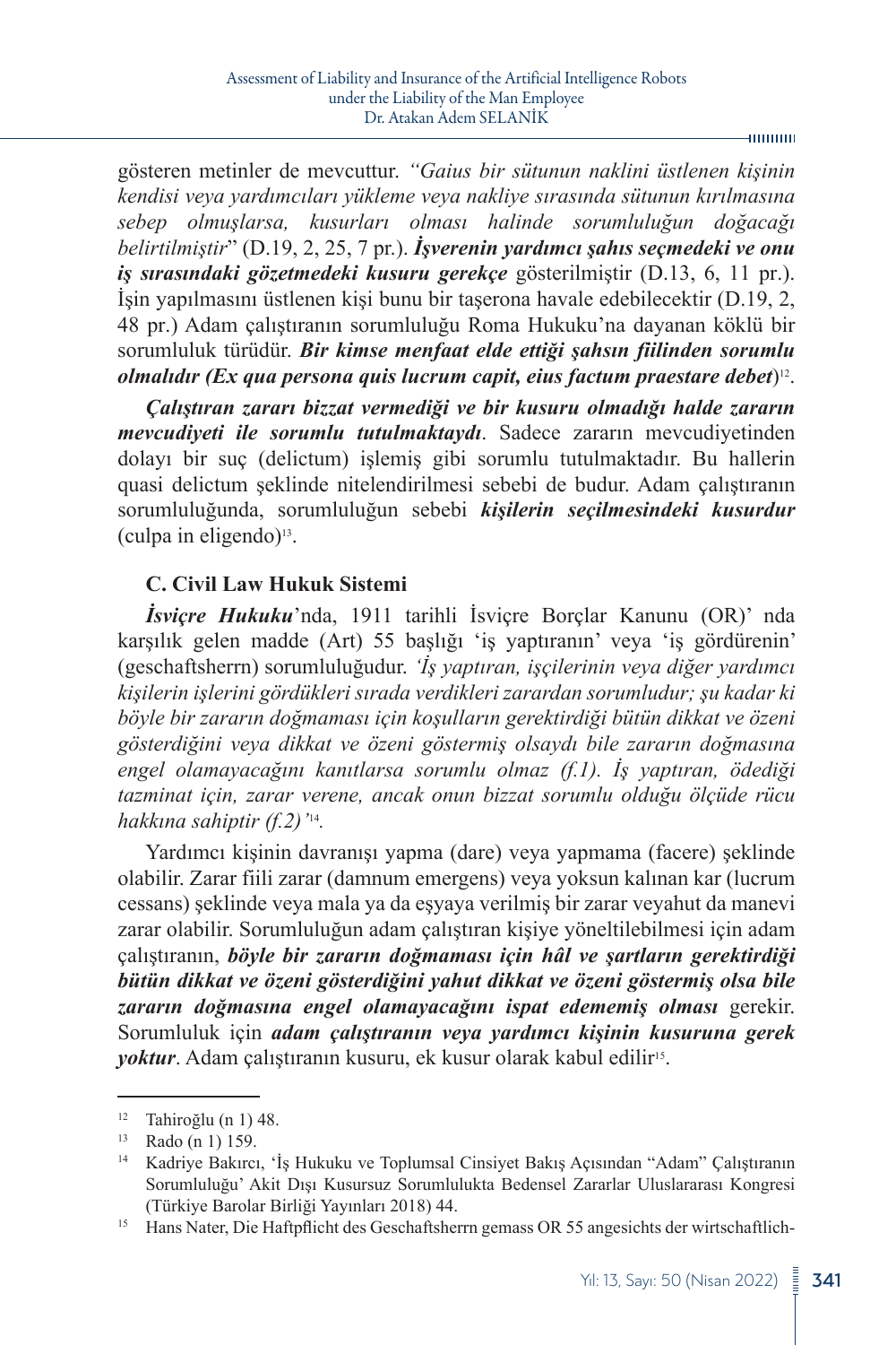gösteren metinler de mevcuttur. *"Gaius bir sütunun naklini üstlenen kişinin kendisi veya yardımcıları yükleme veya nakliye sırasında sütunun kırılmasına sebep olmuşlarsa, kusurları olması halinde sorumluluğun doğacağı belirtilmiştir*" (D.19, 2, 25, 7 pr.). ***İşverenin yardımcı şahıs seçmedeki ve onu iş sırasındaki gözetmedeki kusuru gerekçe*** gösterilmiştir (D.13, 6, 11 pr.). İşin yapılmasını üstlenen kişi bunu bir taşerona havale edebilecektir (D.19, 2, 48 pr.) Adam çalıştıranın sorumluluğu Roma Hukuku'na dayanan köklü bir sorumluluk türüdür. ***Bir kimse menfaat elde ettiği şahsın fiilinden sorumlu olmalıdır (Ex qua persona quis lucrum capit, eius factum praestare debet***)[12].

***Çalıştıran zararı bizzat vermediği ve bir kusuru olmadığı halde zararın mevcudiyeti ile sorumlu tutulmaktaydı***. Sadece zararın mevcudiyetinden dolayı bir suç (delictum) işlemiş gibi sorumlu tutulmaktadır. Bu hallerin quasi delictum şeklinde nitelendirilmesi sebebi de budur. Adam çalıştıranın sorumluluğunda, sorumluluğun sebebi ***kişilerin seçilmesindeki kusurdur*** (culpa in eligendo)[13].

### C. Civil Law Hukuk Sistemi

***İsviçre Hukuku***'nda, 1911 tarihli İsviçre Borçlar Kanunu (OR)' nda karşılık gelen madde (Art) 55 başlığı 'iş yaptıranın' veya 'iş gördürenin' (geschaftsherrn) sorumluluğudur. *'İş yaptıran, işçilerinin veya diğer yardımcı kişilerin işlerini gördükleri sırada verdikleri zarardan sorumludur; şu kadar ki böyle bir zararın doğmaması için koşulların gerektirdiği bütün dikkat ve özeni gösterdiğini veya dikkat ve özeni göstermiş olsaydı bile zararın doğmasına engel olamayacağını kanıtlarsa sorumlu olmaz (f.1). İş yaptıran, ödediği tazminat için, zarar verene, ancak onun bizzat sorumlu olduğu ölçüde rücu hakkına sahiptir (f.2)'*[14].

Yardımcı kişinin davranışı yapma (dare) veya yapmama (facere) şeklinde olabilir. Zarar fiili zarar (damnum emergens) veya yoksun kalınan kar (lucrum cessans) şeklinde veya mala ya da eşyaya verilmiş bir zarar veyahut da manevi zarar olabilir. Sorumluluğun adam çalıştıran kişiye yöneltilebilmesi için adam çalıştıranın, ***böyle bir zararın doğmaması için hâl ve şartların gerektirdiği bütün dikkat ve özeni gösterdiğini yahut dikkat ve özeni göstermiş olsa bile zararın doğmasına engel olamayacağını ispat edememiş olması*** gerekir. Sorumluluk için ***adam çalıştıranın veya yardımcı kişinin kusuruna gerek yoktur***. Adam çalıştıranın kusuru, ek kusur olarak kabul edilir[15].

---

[12] Tahiroğlu (n 1) 48.

[13] Rado (n 1) 159.

[14] Kadriye Bakırcı, 'İş Hukuku ve Toplumsal Cinsiyet Bakış Açısından "Adam" Çalıştıranın Sorumluluğu' Akit Dışı Kusursuz Sorumlulukta Bedensel Zararlar Uluslararası Kongresi (Türkiye Barolar Birliği Yayınları 2018) 44.

[15] Hans Nater, Die Haftpflicht des Geschaftsherrn gemass OR 55 angesichts der wirtschaftlich-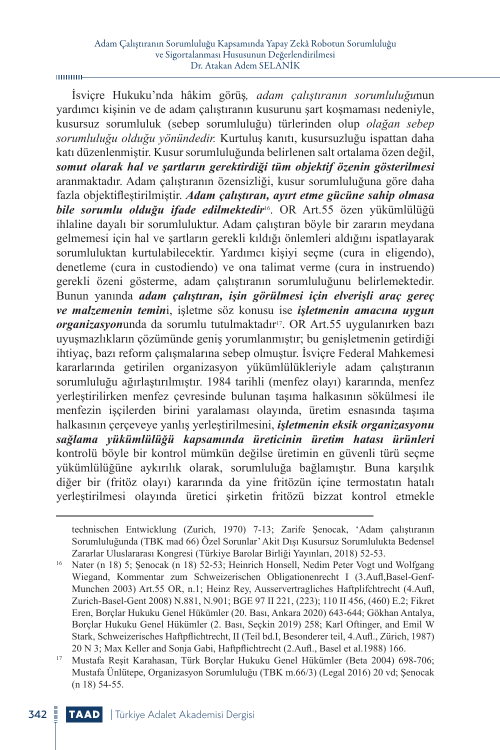İsviçre Hukuku'nda hâkim görüş*, adam çalıştıranın sorumluluğu*nun yardımcı kişinin ve de adam çalıştıranın kusurunu şart koşmaması nedeniyle, kusursuz sorumluluk (sebep sorumluluğu) türlerinden olup *olağan sebep sorumluluğu olduğu yönündedir.* Kurtuluş kanıtı, kusursuzluğu ispattan daha katı düzenlenmiştir. Kusur sorumluluğunda belirlenen salt ortalama özen değil, ***somut olarak hal ve şartların gerektirdiği tüm objektif özenin gösterilmesi*** aranmaktadır. Adam çalıştıranın özensizliği, kusur sorumluluğuna göre daha fazla objektifleştirilmiştir. ***Adam çalıştıran, ayırt etme gücüne sahip olmasa bile sorumlu olduğu ifade edilmektedir***[16]. OR Art.55 özen yükümlülüğü ihlaline dayalı bir sorumluluktur. Adam çalıştıran böyle bir zararın meydana gelmemesi için hal ve şartların gerekli kıldığı önlemleri aldığını ispatlayarak sorumluluktan kurtulabilecektir. Yardımcı kişiyi seçme (cura in eligendo), denetleme (cura in custodiendo) ve ona talimat verme (cura in instruendo) gerekli özeni gösterme, adam çalıştıranın sorumluluğunu belirlemektedir. Bunun yanında ***adam çalıştıran, işin görülmesi için elverişli araç gereç ve malzemenin temin***i, işletme söz konusu ise ***işletmenin amacına uygun organizasyon***unda da sorumlu tutulmaktadır[17]. OR Art.55 uygulanırken bazı uyuşmazlıkların çözümünde geniş yorumlanmıştır; bu genişletmenin getirdiği ihtiyaç, bazı reform çalışmalarına sebep olmuştur. İsviçre Federal Mahkemesi kararlarında getirilen organizasyon yükümlülükleriyle adam çalıştıranın sorumluluğu ağırlaştırılmıştır. 1984 tarihli (menfez olayı) kararında, menfez yerleştirilirken menfez çevresinde bulunan taşıma halkasının sökülmesi ile menfezin işçilerden birini yaralaması olayında, üretim esnasında taşıma halkasının çerçeveye yanlış yerleştirilmesini, ***işletmenin eksik organizasyonu sağlama yükümlülüğü kapsamında üreticinin üretim hatası ürünleri*** kontrolü böyle bir kontrol mümkün değilse üretimin en güvenli türü seçme yükümlülüğüne aykırılık olarak, sorumluluğa bağlamıştır. Buna karşılık diğer bir (fritöz olayı) kararında da yine fritözün içine termostatın hatalı yerleştirilmesi olayında üretici şirketin fritözü bizzat kontrol etmekle

---

technischen Entwicklung (Zurich, 1970) 7-13; Zarife Şenocak, 'Adam çalıştıranın Sorumluluğunda (TBK mad 66) Özel Sorunlar' Akit Dışı Kusursuz Sorumlulukta Bedensel Zararlar Uluslararası Kongresi (Türkiye Barolar Birliği Yayınları, 2018) 52-53.

[16] Nater (n 18) 5; Şenocak (n 18) 52-53; Heinrich Honsell, Nedim Peter Vogt und Wolfgang Wiegand, Kommentar zum Schweizerischen Obligationenrecht I (3.Aufl,Basel-Genf-Munchen 2003) Art.55 OR, n.1; Heinz Rey, Ausservertragliches Haftplifchtrecht (4.Aufl, Zurich-Basel-Gent 2008) N.881, N.901; BGE 97 II 221, (223); 110 II 456, (460) E.2; Fikret Eren, Borçlar Hukuku Genel Hükümler (20. Bası, Ankara 2020) 643-644; Gökhan Antalya, Borçlar Hukuku Genel Hükümler (2. Bası, Seçkin 2019) 258; Karl Oftinger, and Emil W Stark, Schweizerisches Haftpflichtrecht, II (Teil bd.I, Besonderer teil, 4.Aufl., Zürich, 1987) 20 N 3; Max Keller and Sonja Gabi, Haftpflichtrecht (2.Aufl., Basel et al.1988) 166.

[17] Mustafa Reşit Karahasan, Türk Borçlar Hukuku Genel Hükümler (Beta 2004) 698-706; Mustafa Ünlütepe, Organizasyon Sorumluluğu (TBK m.66/3) (Legal 2016) 20 vd; Şenocak (n 18) 54-55.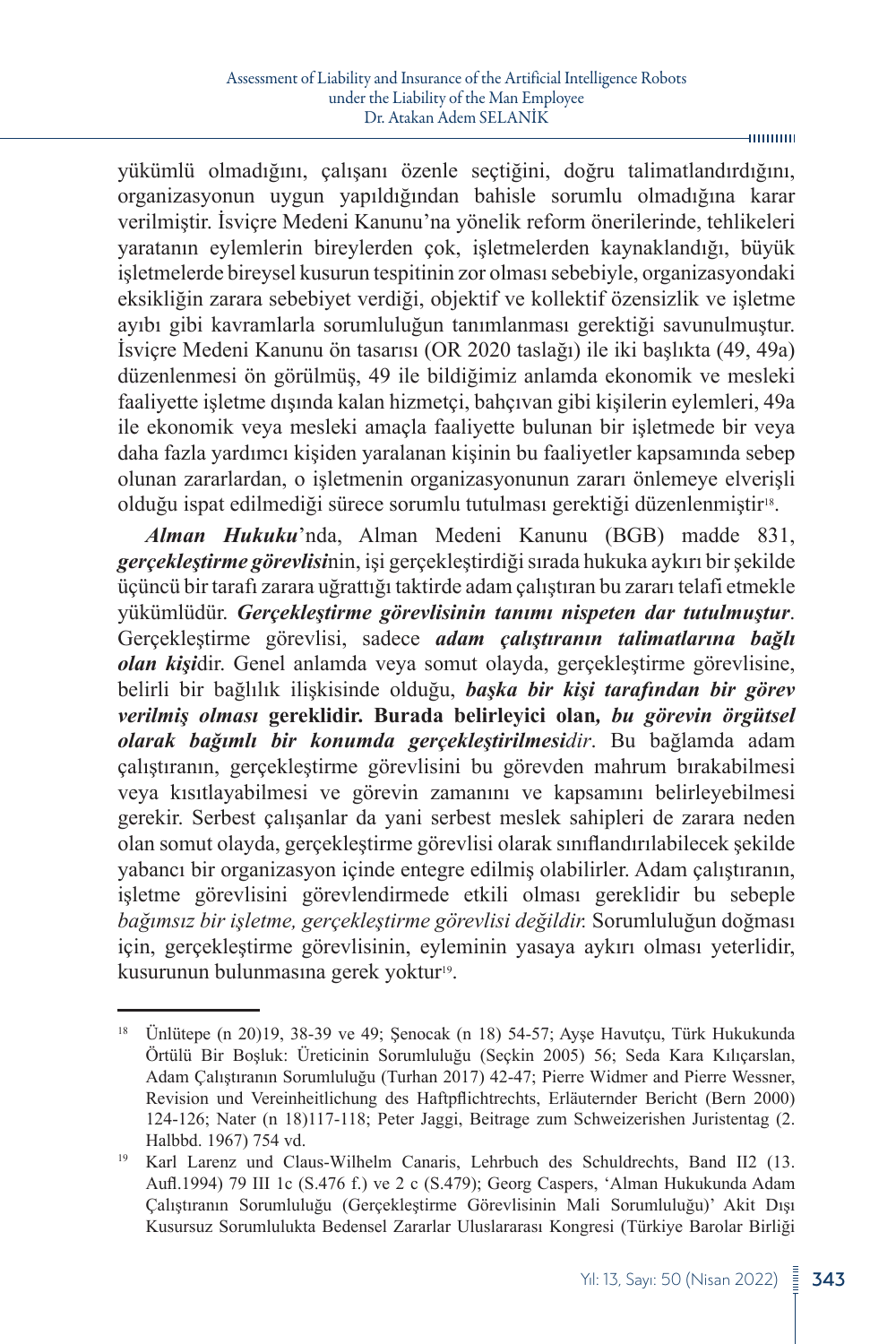yükümlü olmadığını, çalışanı özenle seçtiğini, doğru talimatlandırdığını, organizasyonun uygun yapıldığından bahisle sorumlu olmadığına karar verilmiştir. İsviçre Medeni Kanunu'na yönelik reform önerilerinde, tehlikeleri yaratanın eylemlerin bireylerden çok, işletmelerden kaynaklandığı, büyük işletmelerde bireysel kusurun tespitinin zor olması sebebiyle, organizasyondaki eksikliğin zarara sebebiyet verdiği, objektif ve kollektif özensizlik ve işletme ayıbı gibi kavramlarla sorumluluğun tanımlanması gerektiği savunulmuştur. İsviçre Medeni Kanunu ön tasarısı (OR 2020 taslağı) ile iki başlıkta (49, 49a) düzenlenmesi ön görülmüş, 49 ile bildiğimiz anlamda ekonomik ve mesleki faaliyette işletme dışında kalan hizmetçi, bahçıvan gibi kişilerin eylemleri, 49a ile ekonomik veya mesleki amaçla faaliyette bulunan bir işletmede bir veya daha fazla yardımcı kişiden yaralanan kişinin bu faaliyetler kapsamında sebep olunan zararlardan, o işletmenin organizasyonunun zararı önlemeye elverişli olduğu ispat edilmediği sürece sorumlu tutulması gerektiği düzenlenmiştir[18].

***Alman Hukuku***'nda, Alman Medeni Kanunu (BGB) madde 831, ***gerçekleştirme görevlisi***nin, işi gerçekleştirdiği sırada hukuka aykırı bir şekilde üçüncü bir tarafı zarara uğrattığı taktirde adam çalıştıran bu zararı telafi etmekle yükümlüdür. ***Gerçekleştirme görevlisinin tanımı nispeten dar tutulmuştur***. Gerçekleştirme görevlisi, sadece ***adam çalıştıranın talimatlarına bağlı olan kişi***dir. Genel anlamda veya somut olayda, gerçekleştirme görevlisine, belirli bir bağlılık ilişkisinde olduğu, ***başka bir kişi tarafından bir görev verilmiş olması*** **gereklidir. Burada belirleyici olan*****, bu görevin örgütsel olarak bağımlı bir konumda gerçekleştirilmesi****dir*. Bu bağlamda adam çalıştıranın, gerçekleştirme görevlisini bu görevden mahrum bırakabilmesi veya kısıtlayabilmesi ve görevin zamanını ve kapsamını belirleyebilmesi gerekir. Serbest çalışanlar da yani serbest meslek sahipleri de zarara neden olan somut olayda, gerçekleştirme görevlisi olarak sınıflandırılabilecek şekilde yabancı bir organizasyon içinde entegre edilmiş olabilirler. Adam çalıştıranın, işletme görevlisini görevlendirmede etkili olması gereklidir bu sebeple *bağımsız bir işletme, gerçekleştirme görevlisi değildir.* Sorumluluğun doğması için, gerçekleştirme görevlisinin, eyleminin yasaya aykırı olması yeterlidir, kusurunun bulunmasına gerek yoktur[19].

---

[18] Ünlütepe (n 20)19, 38-39 ve 49; Şenocak (n 18) 54-57; Ayşe Havutçu, Türk Hukukunda Örtülü Bir Boşluk: Üreticinin Sorumluluğu (Seçkin 2005) 56; Seda Kara Kılıçarslan, Adam Çalıştıranın Sorumluluğu (Turhan 2017) 42-47; Pierre Widmer and Pierre Wessner, Revision und Vereinheitlichung des Haftpflichtrechts, Erläuternder Bericht (Bern 2000) 124-126; Nater (n 18)117-118; Peter Jaggi, Beitrage zum Schweizerishen Juristentag (2. Halbbd. 1967) 754 vd.

[19] Karl Larenz und Claus-Wilhelm Canaris, Lehrbuch des Schuldrechts, Band II2 (13. Aufl.1994) 79 III 1c (S.476 f.) ve 2 c (S.479); Georg Caspers, 'Alman Hukukunda Adam Çalıştıranın Sorumluluğu (Gerçekleştirme Görevlisinin Mali Sorumluluğu)' Akit Dışı Kusursuz Sorumlulukta Bedensel Zararlar Uluslararası Kongresi (Türkiye Barolar Birliği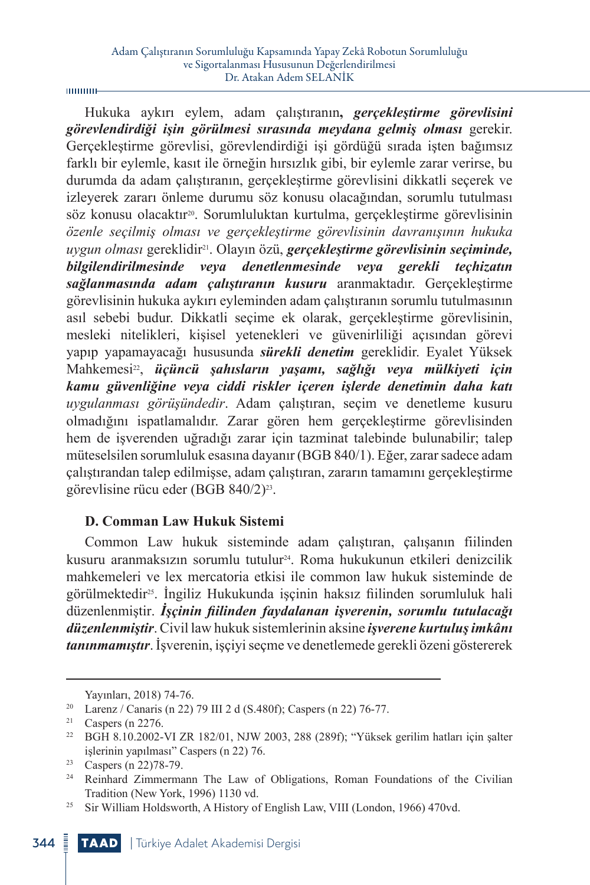Hukuka aykırı eylem, adam çalıştıranın***, gerçekleştirme görevlisini görevlendirdiği işin görülmesi sırasında meydana gelmiş olması*** gerekir. Gerçekleştirme görevlisi, görevlendirdiği işi gördüğü sırada işten bağımsız farklı bir eylemle, kasıt ile örneğin hırsızlık gibi, bir eylemle zarar verirse, bu durumda da adam çalıştıranın, gerçekleştirme görevlisini dikkatli seçerek ve izleyerek zararı önleme durumu söz konusu olacağından, sorumlu tutulması söz konusu olacaktır[20]. Sorumluluktan kurtulma, gerçekleştirme görevlisinin *özenle seçilmiş olması ve gerçekleştirme görevlisinin davranışının hukuka uygun olması* gereklidir[21]. Olayın özü, ***gerçekleştirme görevlisinin seçiminde, bilgilendirilmesinde veya denetlenmesinde veya gerekli teçhizatın sağlanmasında adam çalıştıranın kusuru*** aranmaktadır. Gerçekleştirme görevlisinin hukuka aykırı eyleminden adam çalıştıranın sorumlu tutulmasının asıl sebebi budur. Dikkatli seçime ek olarak, gerçekleştirme görevlisinin, mesleki nitelikleri, kişisel yetenekleri ve güvenirliliği açısından görevi yapıp yapamayacağı hususunda ***sürekli denetim*** gereklidir. Eyalet Yüksek Mahkemesi[22], ***üçüncü şahısların yaşamı, sağlığı veya mülkiyeti için kamu güvenliğine veya ciddi riskler içeren işlerde denetimin daha katı*** *uygulanması görüşündedir*. Adam çalıştıran, seçim ve denetleme kusuru olmadığını ispatlamalıdır. Zarar gören hem gerçekleştirme görevlisinden hem de işverenden uğradığı zarar için tazminat talebinde bulunabilir; talep müteselsilen sorumluluk esasına dayanır (BGB 840/1). Eğer, zarar sadece adam çalıştırandan talep edilmişse, adam çalıştıran, zararın tamamını gerçekleştirme görevlisine rücu eder (BGB 840/2)[23].

### D. Comman Law Hukuk Sistemi

Common Law hukuk sisteminde adam çalıştıran, çalışanın fiilinden kusuru aranmaksızın sorumlu tutulur[24]. Roma hukukunun etkileri denizcilik mahkemeleri ve lex mercatoria etkisi ile common law hukuk sisteminde de görülmektedir[25]. İngiliz Hukukunda işçinin haksız fiilinden sorumluluk hali düzenlenmiştir. ***İşçinin fiilinden faydalanan işverenin, sorumlu tutulacağı düzenlenmiştir***. Civil law hukuk sistemlerinin aksine ***işverene kurtuluş imkânı tanınmamıştır***. İşverenin, işçiyi seçme ve denetlemede gerekli özeni göstererek

---

Yayınları, 2018) 74-76.

[20] Larenz / Canaris (n 22) 79 III 2 d (S.480f); Caspers (n 22) 76-77.

[21] Caspers (n 2276.

[22] BGH 8.10.2002-VI ZR 182/01, NJW 2003, 288 (289f); "Yüksek gerilim hatları için şalter işlerinin yapılması" Caspers (n 22) 76.

[23] Caspers (n 22)78-79.

[24] Reinhard Zimmermann The Law of Obligations, Roman Foundations of the Civilian Tradition (New York, 1996) 1130 vd.

[25] Sir William Holdsworth, A History of English Law, VIII (London, 1966) 470vd.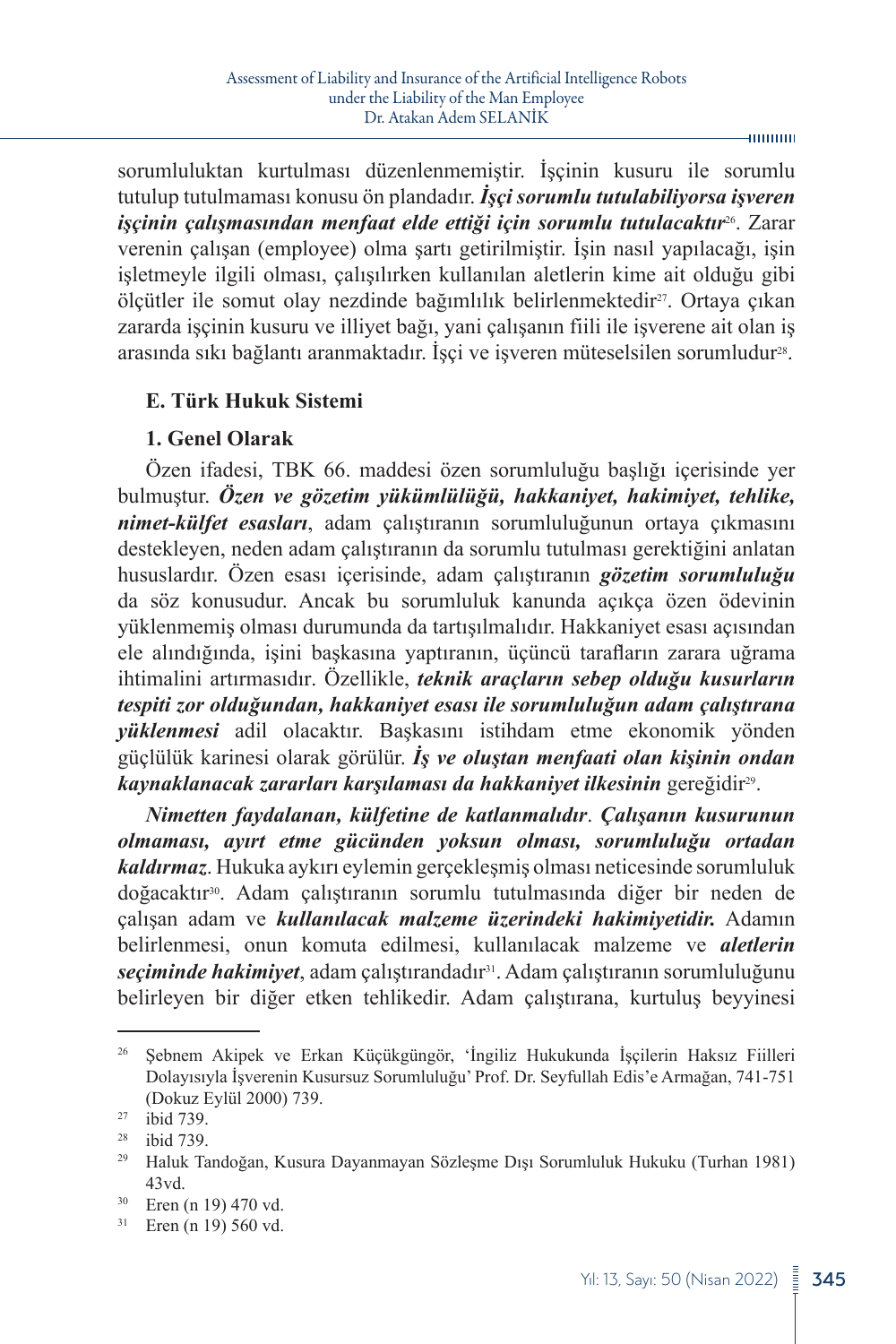sorumluluktan kurtulması düzenlenmemiştir. İşçinin kusuru ile sorumlu tutulup tutulmaması konusu ön plandadır. ***İşçi sorumlu tutulabiliyorsa işveren işçinin çalışmasından menfaat elde ettiği için sorumlu tutulacaktır***[26]. Zarar verenin çalışan (employee) olma şartı getirilmiştir. İşin nasıl yapılacağı, işin işletmeyle ilgili olması, çalışılırken kullanılan aletlerin kime ait olduğu gibi ölçütler ile somut olay nezdinde bağımlılık belirlenmektedir[27]. Ortaya çıkan zararda işçinin kusuru ve illiyet bağı, yani çalışanın fiili ile işverene ait olan iş arasında sıkı bağlantı aranmaktadır. İşçi ve işveren müteselsilen sorumludur[28].

### E. Türk Hukuk Sistemi

#### 1. Genel Olarak

Özen ifadesi, TBK 66. maddesi özen sorumluluğu başlığı içerisinde yer bulmuştur. ***Özen ve gözetim yükümlülüğü, hakkaniyet, hakimiyet, tehlike, nimet-külfet esasları***, adam çalıştıranın sorumluluğunun ortaya çıkmasını destekleyen, neden adam çalıştıranın da sorumlu tutulması gerektiğini anlatan hususlardır. Özen esası içerisinde, adam çalıştıranın ***gözetim sorumluluğu*** da söz konusudur. Ancak bu sorumluluk kanunda açıkça özen ödevinin yüklenmemiş olması durumunda da tartışılmalıdır. Hakkaniyet esası açısından ele alındığında, işini başkasına yaptıranın, üçüncü tarafların zarara uğrama ihtimalini artırmasıdır. Özellikle, ***teknik araçların sebep olduğu kusurların tespiti zor olduğundan, hakkaniyet esası ile sorumluluğun adam çalıştırana yüklenmesi*** adil olacaktır. Başkasını istihdam etme ekonomik yönden güçlülük karinesi olarak görülür. ***İş ve oluştan menfaati olan kişinin ondan kaynaklanacak zararları karşılaması da hakkaniyet ilkesinin*** gereğidir[29].

***Nimetten faydalanan, külfetine de katlanmalıdır***. ***Çalışanın kusurunun olmaması, ayırt etme gücünden yoksun olması, sorumluluğu ortadan kaldırmaz***. Hukuka aykırı eylemin gerçekleşmiş olması neticesinde sorumluluk doğacaktır[30]. Adam çalıştıranın sorumlu tutulmasında diğer bir neden de çalışan adam ve ***kullanılacak malzeme üzerindeki hakimiyetidir.*** Adamın belirlenmesi, onun komuta edilmesi, kullanılacak malzeme ve ***aletlerin seçiminde hakimiyet***, adam çalıştırandadır[31]. Adam çalıştıranın sorumluluğunu belirleyen bir diğer etken tehlikedir. Adam çalıştırana, kurtuluş beyyinesi

---

[26] Şebnem Akipek ve Erkan Küçükgüngör, 'İngiliz Hukukunda İşçilerin Haksız Fiilleri Dolayısıyla İşverenin Kusursuz Sorumluluğu' Prof. Dr. Seyfullah Edis'e Armağan, 741-751 (Dokuz Eylül 2000) 739.

[27] ibid 739.

[28] ibid 739.

[29] Haluk Tandoğan, Kusura Dayanmayan Sözleşme Dışı Sorumluluk Hukuku (Turhan 1981) 43vd.

[30] Eren (n 19) 470 vd.

[31] Eren (n 19) 560 vd.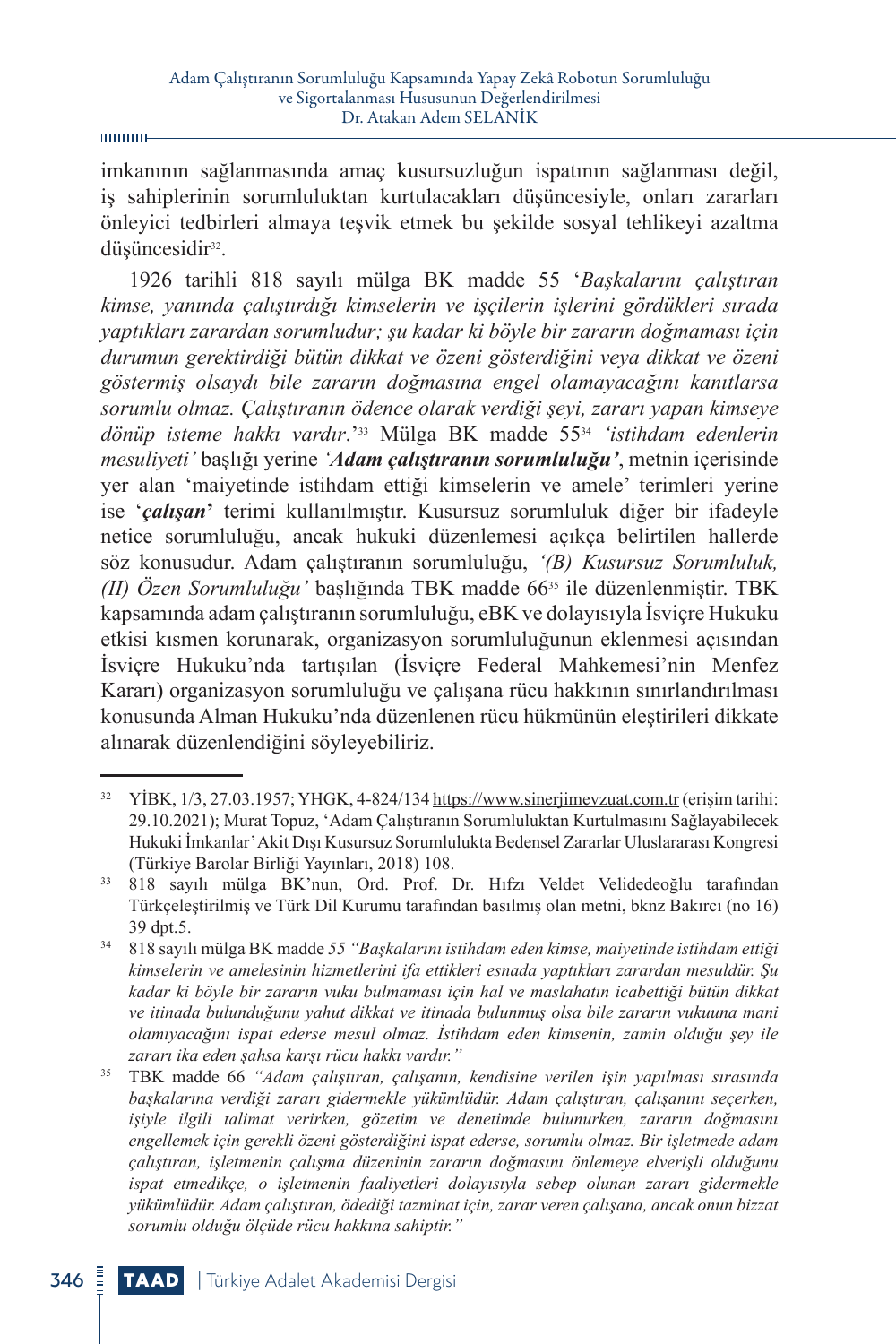imkanının sağlanmasında amaç kusursuzluğun ispatının sağlanması değil, iş sahiplerinin sorumluluktan kurtulacakları düşüncesiyle, onları zararları önleyici tedbirleri almaya teşvik etmek bu şekilde sosyal tehlikeyi azaltma düşüncesidir[32].

1926 tarihli 818 sayılı mülga BK madde 55 '*Başkalarını çalıştıran kimse, yanında çalıştırdığı kimselerin ve işçilerin işlerini gördükleri sırada yaptıkları zarardan sorumludur; şu kadar ki böyle bir zararın doğmaması için durumun gerektirdiği bütün dikkat ve özeni gösterdiğini veya dikkat ve özeni göstermiş olsaydı bile zararın doğmasına engel olamayacağını kanıtlarsa sorumlu olmaz. Çalıştıranın ödence olarak verdiği şeyi, zararı yapan kimseye dönüp isteme hakkı vardır.*'[33] Mülga BK madde 55[34] *'istihdam edenlerin mesuliyeti'* başlığı yerine ***'Adam çalıştıranın sorumluluğu'***, metnin içerisinde yer alan 'maiyetinde istihdam ettiği kimselerin ve amele' terimleri yerine ise '***çalışan***' terimi kullanılmıştır. Kusursuz sorumluluk diğer bir ifadeyle netice sorumluluğu, ancak hukuki düzenlemesi açıkça belirtilen hallerde söz konusudur. Adam çalıştıranın sorumluluğu, *'(B) Kusursuz Sorumluluk, (II) Özen Sorumluluğu'* başlığında TBK madde 66[35] ile düzenlenmiştir. TBK kapsamında adam çalıştıranın sorumluluğu, eBK ve dolayısıyla İsviçre Hukuku etkisi kısmen korunarak, organizasyon sorumluluğunun eklenmesi açısından İsviçre Hukuku'nda tartışılan (İsviçre Federal Mahkemesi'nin Menfez Kararı) organizasyon sorumluluğu ve çalışana rücu hakkının sınırlandırılması konusunda Alman Hukuku'nda düzenlenen rücu hükmünün eleştirileri dikkate alınarak düzenlendiğini söyleyebiliriz.

---

[32] YİBK, 1/3, 27.03.1957; YHGK, 4-824/134 https://www.sinerjimevzuat.com.tr (erişim tarihi: 29.10.2021); Murat Topuz, 'Adam Çalıştıranın Sorumluluktan Kurtulmasını Sağlayabilecek Hukuki İmkanlar' Akit Dışı Kusursuz Sorumlulukta Bedensel Zararlar Uluslararası Kongresi (Türkiye Barolar Birliği Yayınları, 2018) 108.

[33] 818 sayılı mülga BK'nun, Ord. Prof. Dr. Hıfzı Veldet Velidedeoğlu tarafından Türkçeleştirilmiş ve Türk Dil Kurumu tarafından basılmış olan metni, bknz Bakırcı (no 16) 39 dpt.5.

[34] 818 sayılı mülga BK madde *55 "Başkalarını istihdam eden kimse, maiyetinde istihdam ettiği kimselerin ve amelesinin hizmetlerini ifa ettikleri esnada yaptıkları zarardan mesuldür. Şu kadar ki böyle bir zararın vuku bulmaması için hal ve maslahatın icabettiği bütün dikkat ve itinada bulunduğunu yahut dikkat ve itinada bulunmuş olsa bile zararın vukuuna mani olamıyacağını ispat ederse mesul olmaz. İstihdam eden kimsenin, zamin olduğu şey ile zararı ika eden şahsa karşı rücu hakkı vardır."*

[35] TBK madde 66 *"Adam çalıştıran, çalışanın, kendisine verilen işin yapılması sırasında başkalarına verdiği zararı gidermekle yükümlüdür. Adam çalıştıran, çalışanını seçerken, işiyle ilgili talimat verirken, gözetim ve denetimde bulunurken, zararın doğmasını engellemek için gerekli özeni gösterdiğini ispat ederse, sorumlu olmaz. Bir işletmede adam çalıştıran, işletmenin çalışma düzeninin zararın doğmasını önlemeye elverişli olduğunu ispat etmedikçe, o işletmenin faaliyetleri dolayısıyla sebep olunan zararı gidermekle yükümlüdür. Adam çalıştıran, ödediği tazminat için, zarar veren çalışana, ancak onun bizzat sorumlu olduğu ölçüde rücu hakkına sahiptir."*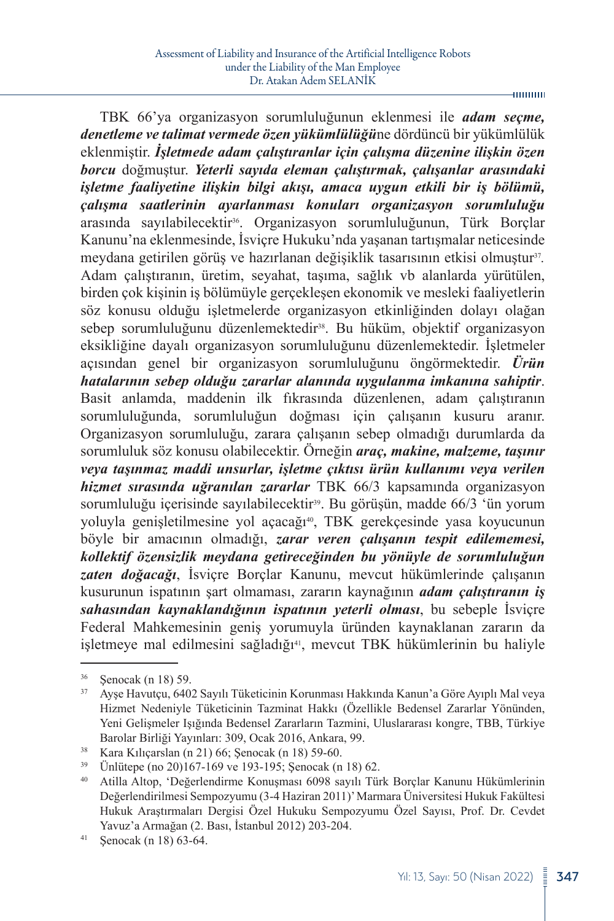TBK 66'ya organizasyon sorumluluğunun eklenmesi ile ***adam seçme, denetleme ve talimat vermede özen yükümlülüğü***ne dördüncü bir yükümlülük eklenmiştir. ***İşletmede adam çalıştıranlar için çalışma düzenine ilişkin özen borcu*** doğmuştur. ***Yeterli sayıda eleman çalıştırmak, çalışanlar arasındaki işletme faaliyetine ilişkin bilgi akışı, amaca uygun etkili bir iş bölümü, çalışma saatlerinin ayarlanması konuları organizasyon sorumluluğu*** arasında sayılabilecektir[36]. Organizasyon sorumluluğunun, Türk Borçlar Kanunu'na eklenmesinde, İsviçre Hukuku'nda yaşanan tartışmalar neticesinde meydana getirilen görüş ve hazırlanan değişiklik tasarısının etkisi olmuştur[37]. Adam çalıştıranın, üretim, seyahat, taşıma, sağlık vb alanlarda yürütülen, birden çok kişinin iş bölümüyle gerçekleşen ekonomik ve mesleki faaliyetlerin söz konusu olduğu işletmelerde organizasyon etkinliğinden dolayı olağan sebep sorumluluğunu düzenlemektedir[38]. Bu hüküm, objektif organizasyon eksikliğine dayalı organizasyon sorumluluğunu düzenlemektedir. İşletmeler açısından genel bir organizasyon sorumluluğunu öngörmektedir. ***Ürün hatalarının sebep olduğu zararlar alanında uygulanma imkanına sahiptir***. Basit anlamda, maddenin ilk fıkrasında düzenlenen, adam çalıştıranın sorumluluğunda, sorumluluğun doğması için çalışanın kusuru aranır. Organizasyon sorumluluğu, zarara çalışanın sebep olmadığı durumlarda da sorumluluk söz konusu olabilecektir. Örneğin ***araç, makine, malzeme, taşınır veya taşınmaz maddi unsurlar, işletme çıktısı ürün kullanımı veya verilen hizmet sırasında uğranılan zararlar*** TBK 66/3 kapsamında organizasyon sorumluluğu içerisinde sayılabilecektir[39]. Bu görüşün, madde 66/3 'ün yorum yoluyla genişletilmesine yol açacağı[40], TBK gerekçesinde yasa koyucunun böyle bir amacının olmadığı, ***zarar veren çalışanın tespit edilememesi, kollektif özensizlik meydana getireceğinden bu yönüyle de sorumluluğun zaten doğacağı***, İsviçre Borçlar Kanunu, mevcut hükümlerinde çalışanın kusurunun ispatının şart olmaması, zararın kaynağının ***adam çalıştıranın iş sahasından kaynaklandığının ispatının yeterli olması***, bu sebeple İsviçre Federal Mahkemesinin geniş yorumuyla üründen kaynaklanan zararın da işletmeye mal edilmesini sağladığı[41], mevcut TBK hükümlerinin bu haliyle

---

[36] Şenocak (n 18) 59.

[37] Ayşe Havutçu, 6402 Sayılı Tüketicinin Korunması Hakkında Kanun'a Göre Ayıplı Mal veya Hizmet Nedeniyle Tüketicinin Tazminat Hakkı (Özellikle Bedensel Zararlar Yönünden, Yeni Gelişmeler Işığında Bedensel Zararların Tazmini, Uluslararası kongre, TBB, Türkiye Barolar Birliği Yayınları: 309, Ocak 2016, Ankara, 99.

[38] Kara Kılıçarslan (n 21) 66; Şenocak (n 18) 59-60.

[39] Ünlütepe (no 20)167-169 ve 193-195; Şenocak (n 18) 62.

[40] Atilla Altop, 'Değerlendirme Konuşması 6098 sayılı Türk Borçlar Kanunu Hükümlerinin Değerlendirilmesi Sempozyumu (3-4 Haziran 2011)' Marmara Üniversitesi Hukuk Fakültesi Hukuk Araştırmaları Dergisi Özel Hukuku Sempozyumu Özel Sayısı, Prof. Dr. Cevdet Yavuz'a Armağan (2. Bası, İstanbul 2012) 203-204.

[41] Şenocak (n 18) 63-64.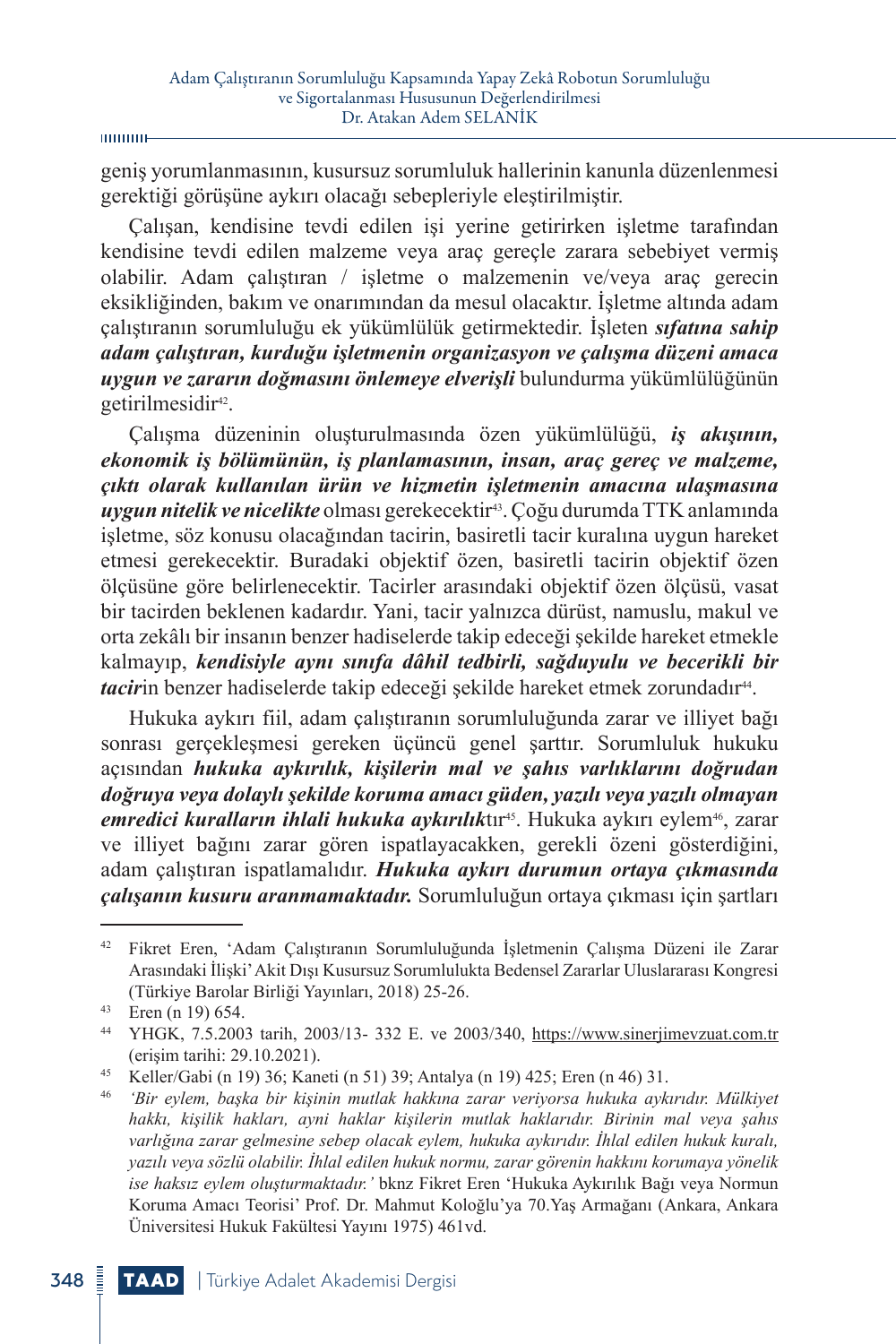geniş yorumlanmasının, kusursuz sorumluluk hallerinin kanunla düzenlenmesi gerektiği görüşüne aykırı olacağı sebepleriyle eleştirilmiştir.

Çalışan, kendisine tevdi edilen işi yerine getirirken işletme tarafından kendisine tevdi edilen malzeme veya araç gereçle zarara sebebiyet vermiş olabilir. Adam çalıştıran / işletme o malzemenin ve/veya araç gerecin eksikliğinden, bakım ve onarımından da mesul olacaktır. İşletme altında adam çalıştıranın sorumluluğu ek yükümlülük getirmektedir. İşleten ***sıfatına sahip adam çalıştıran, kurduğu işletmenin organizasyon ve çalışma düzeni amaca uygun ve zararın doğmasını önlemeye elverişli*** bulundurma yükümlülüğünün getirilmesidir[42].

Çalışma düzeninin oluşturulmasında özen yükümlülüğü, ***iş akışının, ekonomik iş bölümünün, iş planlamasının, insan, araç gereç ve malzeme, çıktı olarak kullanılan ürün ve hizmetin işletmenin amacına ulaşmasına uygun nitelik ve nicelikte*** olması gerekecektir[43]. Çoğu durumda TTK anlamında işletme, söz konusu olacağından tacirin, basiretli tacir kuralına uygun hareket etmesi gerekecektir. Buradaki objektif özen, basiretli tacirin objektif özen ölçüsüne göre belirlenecektir. Tacirler arasındaki objektif özen ölçüsü, vasat bir tacirden beklenen kadardır. Yani, tacir yalnızca dürüst, namuslu, makul ve orta zekâlı bir insanın benzer hadiselerde takip edeceği şekilde hareket etmekle kalmayıp, ***kendisiyle aynı sınıfa dâhil tedbirli, sağduyulu ve becerikli bir tacir***in benzer hadiselerde takip edeceği şekilde hareket etmek zorundadır[44].

Hukuka aykırı fiil, adam çalıştıranın sorumluluğunda zarar ve illiyet bağı sonrası gerçekleşmesi gereken üçüncü genel şarttır. Sorumluluk hukuku açısından ***hukuka aykırılık, kişilerin mal ve şahıs varlıklarını doğrudan doğruya veya dolaylı şekilde koruma amacı güden, yazılı veya yazılı olmayan emredici kuralların ihlali hukuka aykırılık***tır[45]. Hukuka aykırı eylem[46], zarar ve illiyet bağını zarar gören ispatlayacakken, gerekli özeni gösterdiğini, adam çalıştıran ispatlamalıdır. ***Hukuka aykırı durumun ortaya çıkmasında çalışanın kusuru aranmamaktadır.*** Sorumluluğun ortaya çıkması için şartları

---

[42] Fikret Eren, 'Adam Çalıştıranın Sorumluluğunda İşletmenin Çalışma Düzeni ile Zarar Arasındaki İlişki' Akit Dışı Kusursuz Sorumlulukta Bedensel Zararlar Uluslararası Kongresi (Türkiye Barolar Birliği Yayınları, 2018) 25-26.

[43] Eren (n 19) 654.

[44] YHGK, 7.5.2003 tarih, 2003/13- 332 E. ve 2003/340, https://www.sinerjimevzuat.com.tr (erişim tarihi: 29.10.2021).

[45] Keller/Gabi (n 19) 36; Kaneti (n 51) 39; Antalya (n 19) 425; Eren (n 46) 31.

[46] *'Bir eylem, başka bir kişinin mutlak hakkına zarar veriyorsa hukuka aykırıdır. Mülkiyet hakkı, kişilik hakları, ayni haklar kişilerin mutlak haklarıdır. Birinin mal veya şahıs varlığına zarar gelmesine sebep olacak eylem, hukuka aykırıdır. İhlal edilen hukuk kuralı, yazılı veya sözlü olabilir. İhlal edilen hukuk normu, zarar görenin hakkını korumaya yönelik ise haksız eylem oluşturmaktadır.'* bknz Fikret Eren 'Hukuka Aykırılık Bağı veya Normun Koruma Amacı Teorisi' Prof. Dr. Mahmut Koloğlu'ya 70.Yaş Armağanı (Ankara, Ankara Üniversitesi Hukuk Fakültesi Yayını 1975) 461vd.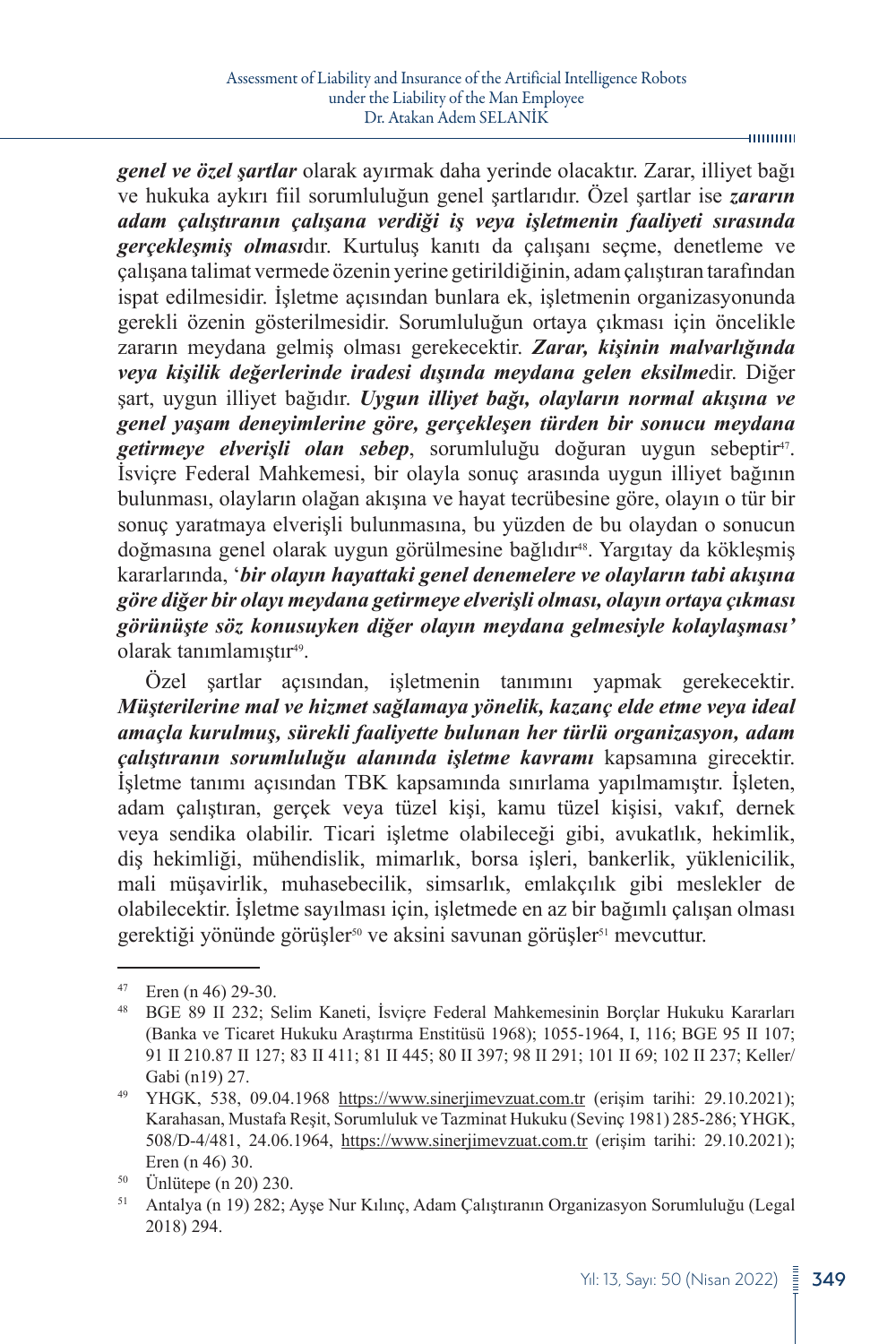***genel ve özel şartlar*** olarak ayırmak daha yerinde olacaktır. Zarar, illiyet bağı ve hukuka aykırı fiil sorumluluğun genel şartlarıdır. Özel şartlar ise ***zararın adam çalıştıranın çalışana verdiği iş veya işletmenin faaliyeti sırasında gerçekleşmiş olması***dır. Kurtuluş kanıtı da çalışanı seçme, denetleme ve çalışana talimat vermede özenin yerine getirildiğinin, adam çalıştıran tarafından ispat edilmesidir. İşletme açısından bunlara ek, işletmenin organizasyonunda gerekli özenin gösterilmesidir. Sorumluluğun ortaya çıkması için öncelikle zararın meydana gelmiş olması gerekecektir. ***Zarar, kişinin malvarlığında veya kişilik değerlerinde iradesi dışında meydana gelen eksilme***dir. Diğer şart, uygun illiyet bağıdır. ***Uygun illiyet bağı, olayların normal akışına ve genel yaşam deneyimlerine göre, gerçekleşen türden bir sonucu meydana getirmeye elverişli olan sebep***, sorumluluğu doğuran uygun sebeptir[47]. İsviçre Federal Mahkemesi, bir olayla sonuç arasında uygun illiyet bağının bulunması, olayların olağan akışına ve hayat tecrübesine göre, olayın o tür bir sonuç yaratmaya elverişli bulunmasına, bu yüzden de bu olaydan o sonucun doğmasına genel olarak uygun görülmesine bağlıdır[48]. Yargıtay da kökleşmiş kararlarında, '***bir olayın hayattaki genel denemelere ve olayların tabi akışına göre diğer bir olayı meydana getirmeye elverişli olması, olayın ortaya çıkması görünüşte söz konusuyken diğer olayın meydana gelmesiyle kolaylaşması'*** olarak tanımlamıştır[49].

Özel şartlar açısından, işletmenin tanımını yapmak gerekecektir. ***Müşterilerine mal ve hizmet sağlamaya yönelik, kazanç elde etme veya ideal amaçla kurulmuş, sürekli faaliyette bulunan her türlü organizasyon, adam çalıştıranın sorumluluğu alanında işletme kavramı*** kapsamına girecektir. İşletme tanımı açısından TBK kapsamında sınırlama yapılmamıştır. İşleten, adam çalıştıran, gerçek veya tüzel kişi, kamu tüzel kişisi, vakıf, dernek veya sendika olabilir. Ticari işletme olabileceği gibi, avukatlık, hekimlik, diş hekimliği, mühendislik, mimarlık, borsa işleri, bankerlik, yüklenicilik, mali müşavirlik, muhasebecilik, simsarlık, emlakçılık gibi meslekler de olabilecektir. İşletme sayılması için, işletmede en az bir bağımlı çalışan olması gerektiği yönünde görüşler[50] ve aksini savunan görüşler[51] mevcuttur.

---

[47] Eren (n 46) 29-30.

[48] BGE 89 II 232; Selim Kaneti, İsviçre Federal Mahkemesinin Borçlar Hukuku Kararları (Banka ve Ticaret Hukuku Araştırma Enstitüsü 1968); 1055-1964, I, 116; BGE 95 II 107; 91 II 210.87 II 127; 83 II 411; 81 II 445; 80 II 397; 98 II 291; 101 II 69; 102 II 237; Keller/ Gabi (n19) 27.

[49] YHGK, 538, 09.04.1968 https://www.sinerjimevzuat.com.tr (erişim tarihi: 29.10.2021); Karahasan, Mustafa Reşit, Sorumluluk ve Tazminat Hukuku (Sevinç 1981) 285-286; YHGK, 508/D-4/481, 24.06.1964, https://www.sinerjimevzuat.com.tr (erişim tarihi: 29.10.2021); Eren (n 46) 30.

[50] Ünlütepe (n 20) 230.

[51] Antalya (n 19) 282; Ayşe Nur Kılınç, Adam Çalıştıranın Organizasyon Sorumluluğu (Legal 2018) 294.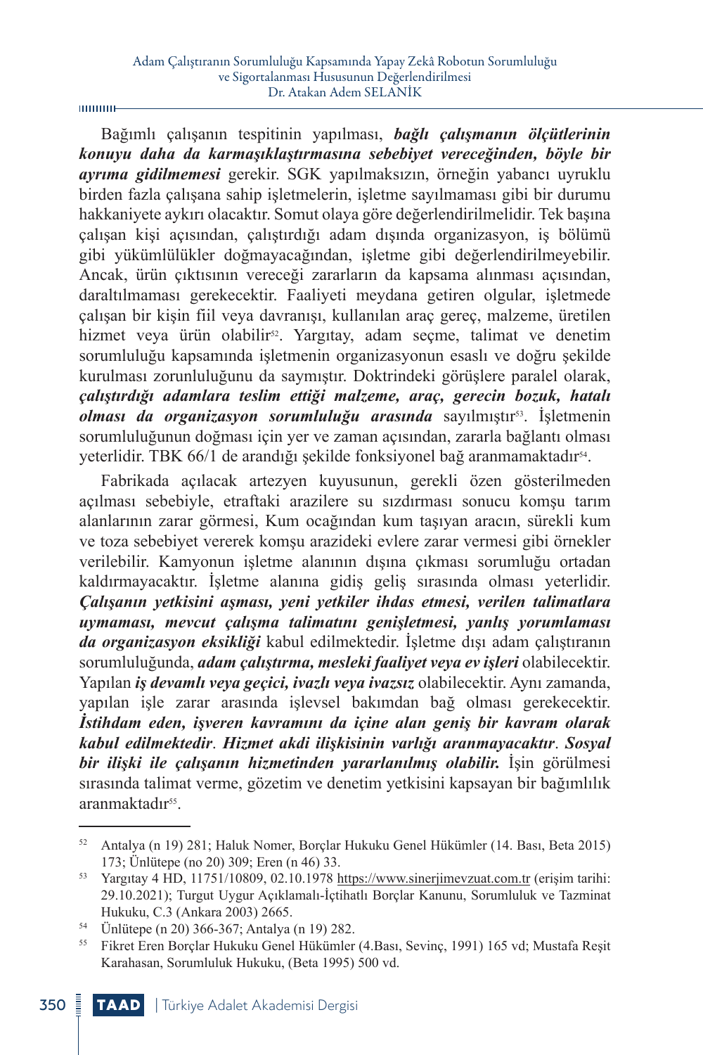Bağımlı çalışanın tespitinin yapılması, ***bağlı çalışmanın ölçütlerinin konuyu daha da karmaşıklaştırmasına sebebiyet vereceğinden, böyle bir ayrıma gidilmemesi*** gerekir. SGK yapılmaksızın, örneğin yabancı uyruklu birden fazla çalışana sahip işletmelerin, işletme sayılmaması gibi bir durumu hakkaniyete aykırı olacaktır. Somut olaya göre değerlendirilmelidir. Tek başına çalışan kişi açısından, çalıştırdığı adam dışında organizasyon, iş bölümü gibi yükümlülükler doğmayacağından, işletme gibi değerlendirilmeyebilir. Ancak, ürün çıktısının vereceği zararların da kapsama alınması açısından, daraltılmaması gerekecektir. Faaliyeti meydana getiren olgular, işletmede çalışan bir kişinin fiil veya davranışı, kullanılan araç gereç, malzeme, üretilen hizmet veya ürün olabilir[52]. Yargıtay, adam seçme, talimat ve denetim sorumluluğu kapsamında işletmenin organizasyonun esaslı ve doğru şekilde kurulması zorunluluğunu da saymıştır. Doktrindeki görüşlere paralel olarak, ***çalıştırdığı adamlara teslim ettiği malzeme, araç, gerecin bozuk, hatalı olması da organizasyon sorumluluğu arasında*** sayılmıştır[53]. İşletmenin sorumluluğunun doğması için yer ve zaman açısından, zararla bağlantı olması yeterlidir. TBK 66/1 de arandığı şekilde fonksiyonel bağ aranmamaktadır[54].

Fabrikada açılacak artezyen kuyusunun, gerekli özen gösterilmeden açılması sebebiyle, etraftaki arazilere su sızdırması sonucu komşu tarım alanlarının zarar görmesi, Kum ocağından kum taşıyan aracın, sürekli kum ve toza sebebiyet vererek komşu arazideki evlere zarar vermesi gibi örnekler verilebilir. Kamyonun işletme alanının dışına çıkması sorumluğu ortadan kaldırmayacaktır. İşletme alanına gidiş geliş sırasında olması yeterlidir. ***Çalışanın yetkisini aşması, yeni yetkiler ihdas etmesi, verilen talimatlara uymaması, mevcut çalışma talimatını genişletmesi, yanlış yorumlaması da organizasyon eksikliği*** kabul edilmektedir. İşletme dışı adam çalıştıranın sorumluluğunda, ***adam çalıştırma, mesleki faaliyet veya ev işleri*** olabilecektir. Yapılan ***iş devamlı veya geçici, ivazlı veya ivazsız*** olabilecektir. Aynı zamanda, yapılan işle zarar arasında işlevsel bakımdan bağ olması gerekecektir. ***İstihdam eden, işveren kavramını da içine alan geniş bir kavram olarak kabul edilmektedir***. ***Hizmet akdi ilişkisinin varlığı aranmayacaktır***. ***Sosyal bir ilişki ile çalışanın hizmetinden yararlanılmış olabilir.*** İşin görülmesi sırasında talimat verme, gözetim ve denetim yetkisini kapsayan bir bağımlılık aranmaktadır[55].

---

[52] Antalya (n 19) 281; Haluk Nomer, Borçlar Hukuku Genel Hükümler (14. Bası, Beta 2015) 173; Ünlütepe (no 20) 309; Eren (n 46) 33.

[53] Yargıtay 4 HD, 11751/10809, 02.10.1978 https://www.sinerjimevzuat.com.tr (erişim tarihi: 29.10.2021); Turgut Uygur Açıklamalı-İçtihatlı Borçlar Kanunu, Sorumluluk ve Tazminat Hukuku, C.3 (Ankara 2003) 2665.

[54] Ünlütepe (n 20) 366-367; Antalya (n 19) 282.

[55] Fikret Eren Borçlar Hukuku Genel Hükümler (4.Bası, Sevinç, 1991) 165 vd; Mustafa Reşit Karahasan, Sorumluluk Hukuku, (Beta 1995) 500 vd.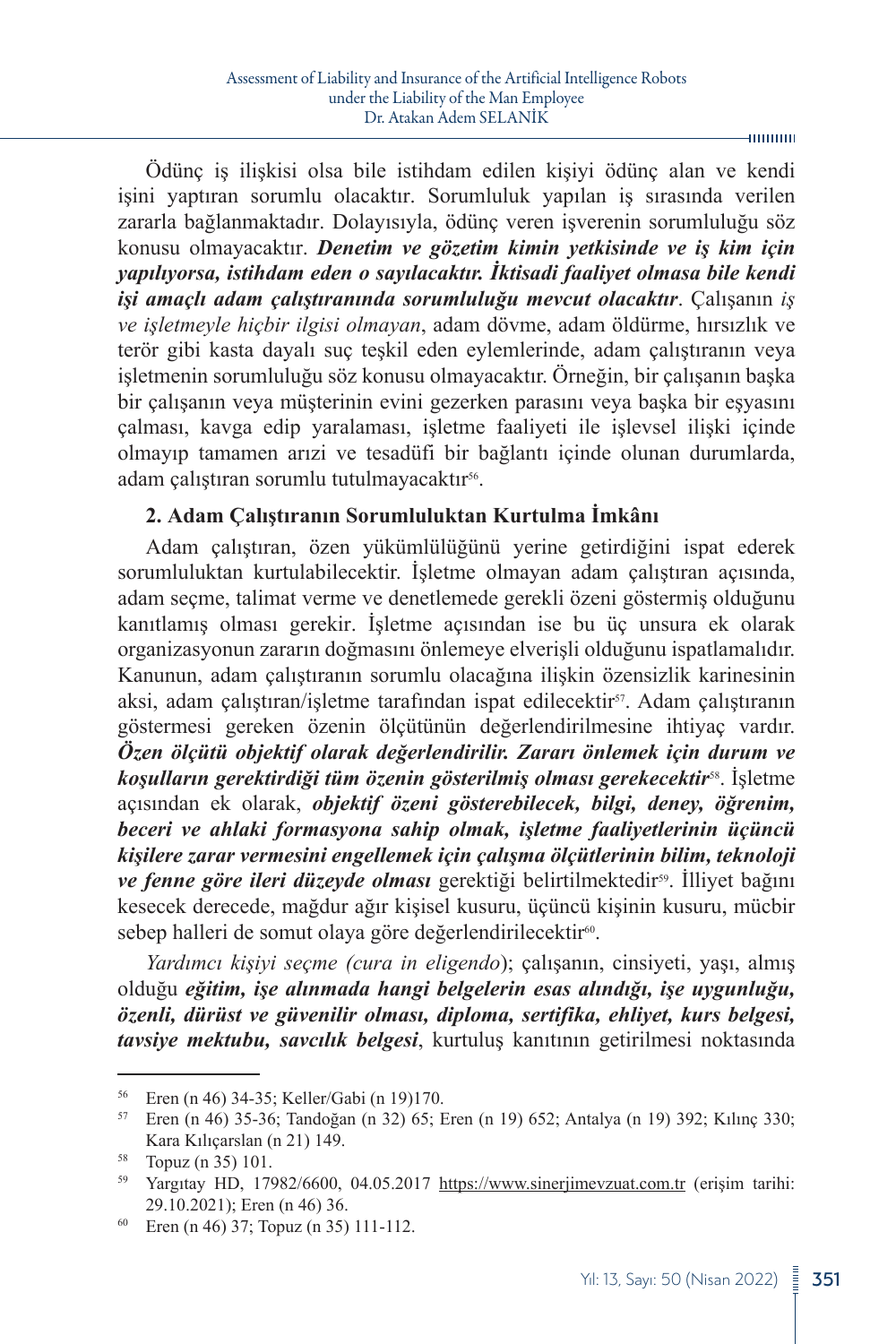Ödünç iş ilişkisi olsa bile istihdam edilen kişiyi ödünç alan ve kendi işini yaptıran sorumlu olacaktır. Sorumluluk yapılan iş sırasında verilen zararla bağlanmaktadır. Dolayısıyla, ödünç veren işverenin sorumluluğu söz konusu olmayacaktır. ***Denetim ve gözetim kimin yetkisinde ve iş kim için yapılıyorsa, istihdam eden o sayılacaktır. İktisadi faaliyet olmasa bile kendi işi amaçlı adam çalıştıranında sorumluluğu mevcut olacaktır***. Çalışanın *iş ve işletmeyle hiçbir ilgisi olmayan*, adam dövme, adam öldürme, hırsızlık ve terör gibi kasta dayalı suç teşkil eden eylemlerinde, adam çalıştıranın veya işletmenin sorumluluğu söz konusu olmayacaktır. Örneğin, bir çalışanın başka bir çalışanın veya müşterinin evini gezerken parasını veya başka bir eşyasını çalması, kavga edip yaralaması, işletme faaliyeti ile işlevsel ilişki içinde olmayıp tamamen arızi ve tesadüfi bir bağlantı içinde olunan durumlarda, adam çalıştıran sorumlu tutulmayacaktır[56].

## 2. Adam Çalıştıranın Sorumluluktan Kurtulma İmkânı

Adam çalıştıran, özen yükümlülüğünü yerine getirdiğini ispat ederek sorumluluktan kurtulabilecektir. İşletme olmayan adam çalıştıran açısında, adam seçme, talimat verme ve denetlemede gerekli özeni göstermiş olduğunu kanıtlamış olması gerekir. İşletme açısından ise bu üç unsura ek olarak organizasyonun zararın doğmasını önlemeye elverişli olduğunu ispatlamalıdır. Kanunun, adam çalıştıranın sorumlu olacağına ilişkin özensizlik karinesinin aksi, adam çalıştıran/işletme tarafından ispat edilecektir[57]. Adam çalıştıranın göstermesi gereken özenin ölçütünün değerlendirilmesine ihtiyaç vardır. ***Özen ölçütü objektif olarak değerlendirilir. Zararı önlemek için durum ve koşulların gerektirdiği tüm özenin gösterilmiş olması gerekecektir***[58]. İşletme açısından ek olarak, ***objektif özeni gösterebilecek, bilgi, deney, öğrenim, beceri ve ahlaki formasyona sahip olmak, işletme faaliyetlerinin üçüncü kişilere zarar vermesini engellemek için çalışma ölçütlerinin bilim, teknoloji ve fenne göre ileri düzeyde olması*** gerektiği belirtilmektedir[59]. İlliyet bağını kesecek derecede, mağdur ağır kişisel kusuru, üçüncü kişinin kusuru, mücbir sebep halleri de somut olaya göre değerlendirilecektir[60].

*Yardımcı kişiyi seçme (cura in eligendo*); çalışanın, cinsiyeti, yaşı, almış olduğu ***eğitim, işe alınmada hangi belgelerin esas alındığı, işe uygunluğu, özenli, dürüst ve güvenilir olması, diploma, sertifika, ehliyet, kurs belgesi, tavsiye mektubu, savcılık belgesi***, kurtuluş kanıtının getirilmesi noktasında

---

[56] Eren (n 46) 34-35; Keller/Gabi (n 19)170.

[57] Eren (n 46) 35-36; Tandoğan (n 32) 65; Eren (n 19) 652; Antalya (n 19) 392; Kılınç 330; Kara Kılıçarslan (n 21) 149.

[58] Topuz (n 35) 101.

[59] Yargıtay HD, 17982/6600, 04.05.2017 https://www.sinerjimevzuat.com.tr (erişim tarihi: 29.10.2021); Eren (n 46) 36.

[60] Eren (n 46) 37; Topuz (n 35) 111-112.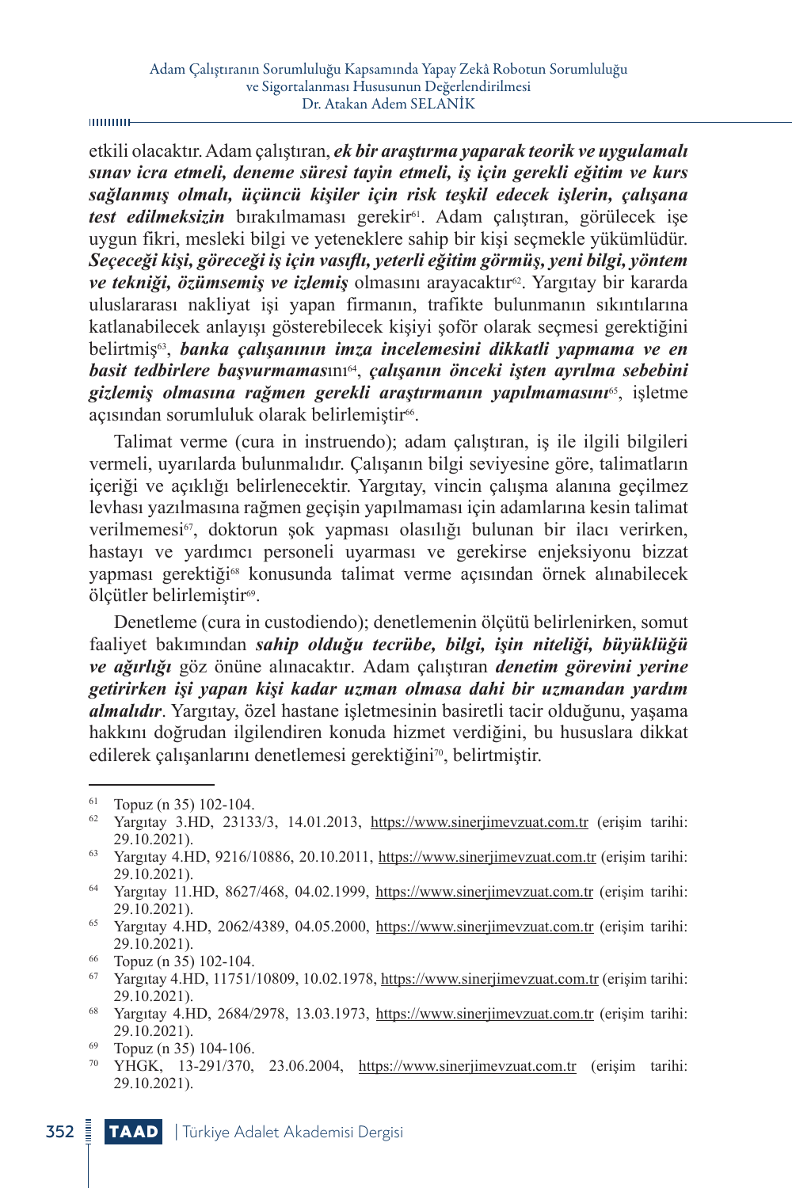etkili olacaktır. Adam çalıştıran, ***ek bir araştırma yaparak teorik ve uygulamalı sınav icra etmeli, deneme süresi tayin etmeli, iş için gerekli eğitim ve kurs sağlanmış olmalı, üçüncü kişiler için risk teşkil edecek işlerin, çalışana test edilmeksizin*** bırakılmaması gerekir[61]. Adam çalıştıran, görülecek işe uygun fikri, mesleki bilgi ve yeteneklere sahip bir kişi seçmekle yükümlüdür. ***Seçeceği kişi, göreceği iş için vasıflı, yeterli eğitim görmüş, yeni bilgi, yöntem ve tekniği, özümsemiş ve izlemiş*** olmasını arayacaktır[62]. Yargıtay bir kararda uluslararası nakliyat işi yapan firmanın, trafikte bulunmanın sıkıntılarına katlanabilecek anlayışı gösterebilecek kişiyi şoför olarak seçmesi gerektiğini belirtmiş[63], ***banka çalışanının imza incelemesini dikkatli yapmama ve en basit tedbirlere başvurmamas***ını[64], ***çalışanın önceki işten ayrılma sebebini gizlemiş olmasına rağmen gerekli araştırmanın yapılmamasını***[65], işletme açısından sorumluluk olarak belirlemiştir[66].

Talimat verme (cura in instruendo); adam çalıştıran, iş ile ilgili bilgileri vermeli, uyarılarda bulunmalıdır. Çalışanın bilgi seviyesine göre, talimatların içeriği ve açıklığı belirlenecektir. Yargıtay, vincin çalışma alanına geçilmez levhası yazılmasına rağmen geçişin yapılmaması için adamlarına kesin talimat verilmemesi[67], doktorun şok yapması olasılığı bulunan bir ilacı verirken, hastayı ve yardımcı personeli uyarması ve gerekirse enjeksiyonu bizzat yapması gerektiği[68] konusunda talimat verme açısından örnek alınabilecek ölçütler belirlemiştir[69].

Denetleme (cura in custodiendo); denetlemenin ölçütü belirlenirken, somut faaliyet bakımından ***sahip olduğu tecrübe, bilgi, işin niteliği, büyüklüğü ve ağırlığı*** göz önüne alınacaktır. Adam çalıştıran ***denetim görevini yerine getirirken işi yapan kişi kadar uzman olmasa dahi bir uzmandan yardım almalıdır***. Yargıtay, özel hastane işletmesinin basiretli tacir olduğunu, yaşama hakkını doğrudan ilgilendiren konuda hizmet verdiğini, bu hususlara dikkat edilerek çalışanlarını denetlemesi gerektiğini[70], belirtmiştir.

---

[61] Topuz (n 35) 102-104.

[62] Yargıtay 3.HD, 23133/3, 14.01.2013, https://www.sinerjimevzuat.com.tr (erişim tarihi: 29.10.2021).

[63] Yargıtay 4.HD, 9216/10886, 20.10.2011, https://www.sinerjimevzuat.com.tr (erişim tarihi: 29.10.2021).

[64] Yargıtay 11.HD, 8627/468, 04.02.1999, https://www.sinerjimevzuat.com.tr (erişim tarihi: 29.10.2021).

[65] Yargıtay 4.HD, 2062/4389, 04.05.2000, https://www.sinerjimevzuat.com.tr (erişim tarihi: 29.10.2021).

[66] Topuz (n 35) 102-104.

[67] Yargıtay 4.HD, 11751/10809, 10.02.1978, https://www.sinerjimevzuat.com.tr (erişim tarihi: 29.10.2021).

[68] Yargıtay 4.HD, 2684/2978, 13.03.1973, https://www.sinerjimevzuat.com.tr (erişim tarihi: 29.10.2021).

[69] Topuz (n 35) 104-106.

[70] YHGK, 13-291/370, 23.06.2004, https://www.sinerjimevzuat.com.tr (erişim tarihi: 29.10.2021).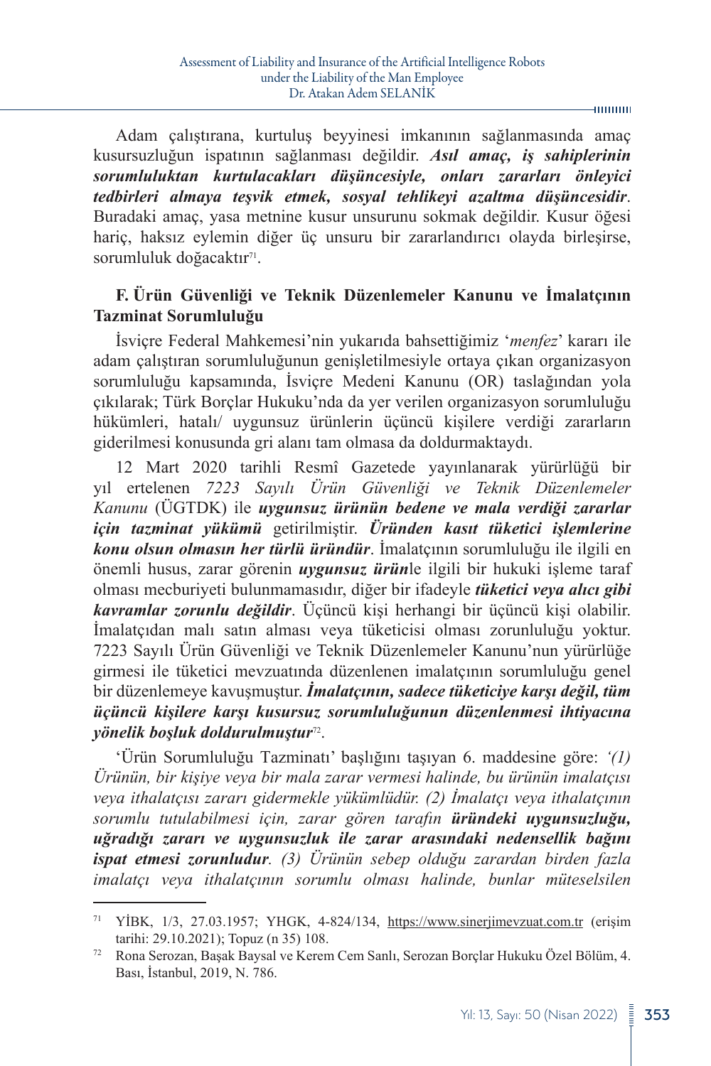Adam çalıştırana, kurtuluş beyyinesi imkanının sağlanmasında amaç kusursuzluğun ispatının sağlanması değildir. ***Asıl amaç, iş sahiplerinin sorumluluktan kurtulacakları düşüncesiyle, onları zararları önleyici tedbirleri almaya teşvik etmek, sosyal tehlikeyi azaltma düşüncesidir***. Buradaki amaç, yasa metnine kusur unsurunu sokmak değildir. Kusur öğesi hariç, haksız eylemin diğer üç unsuru bir zararlandırıcı olayda birleşirse, sorumluluk doğacaktır[71].

### F. Ürün Güvenliği ve Teknik Düzenlemeler Kanunu ve İmalatçının Tazminat Sorumluluğu

İsviçre Federal Mahkemesi'nin yukarıda bahsettiğimiz '*menfez*' kararı ile adam çalıştıran sorumluluğunun genişletilmesiyle ortaya çıkan organizasyon sorumluluğu kapsamında, İsviçre Medeni Kanunu (OR) taslağından yola çıkılarak; Türk Borçlar Hukuku'nda da yer verilen organizasyon sorumluluğu hükümleri, hatalı/ uygunsuz ürünlerin üçüncü kişilere verdiği zararların giderilmesi konusunda gri alanı tam olmasa da doldurmaktaydı.

12 Mart 2020 tarihli Resmî Gazetede yayınlanarak yürürlüğü bir yıl ertelenen *7223 Sayılı Ürün Güvenliği ve Teknik Düzenlemeler Kanunu* (ÜGTDK) ile ***uygunsuz ürünün bedene ve mala verdiği zararlar için tazminat yükümü*** getirilmiştir. ***Üründen kasıt tüketici işlemlerine konu olsun olmasın her türlü üründür***. İmalatçının sorumluluğu ile ilgili en önemli husus, zarar görenin ***uygunsuz ürün***le ilgili bir hukuki işleme taraf olması mecburiyeti bulunmamasıdır, diğer bir ifadeyle ***tüketici veya alıcı gibi kavramlar zorunlu değildir***. Üçüncü kişi herhangi bir üçüncü kişi olabilir. İmalatçıdan malı satın alması veya tüketicisi olması zorunluluğu yoktur. 7223 Sayılı Ürün Güvenliği ve Teknik Düzenlemeler Kanunu'nun yürürlüğe girmesi ile tüketici mevzuatında düzenlenen imalatçının sorumluluğu genel bir düzenlemeye kavuşmuştur. ***İmalatçının, sadece tüketiciye karşı değil, tüm üçüncü kişilere karşı kusursuz sorumluluğunun düzenlenmesi ihtiyacına yönelik boşluk doldurulmuştur***[72].

'Ürün Sorumluluğu Tazminatı' başlığını taşıyan 6. maddesine göre: *'(1) Ürünün, bir kişiye veya bir mala zarar vermesi halinde, bu ürünün imalatçısı veya ithalatçısı zararı gidermekle yükümlüdür. (2) İmalatçı veya ithalatçının sorumlu tutulabilmesi için, zarar gören tarafın* ***üründeki uygunsuzluğu, uğradığı zararı ve uygunsuzluk ile zarar arasındaki nedensellik bağını ispat etmesi zorunludur****. (3) Ürünün sebep olduğu zarardan birden fazla imalatçı veya ithalatçının sorumlu olması halinde, bunlar müteselsilen*

---

[71] YİBK, 1/3, 27.03.1957; YHGK, 4-824/134, https://www.sinerjimevzuat.com.tr (erişim tarihi: 29.10.2021); Topuz (n 35) 108.

[72] Rona Serozan, Başak Baysal ve Kerem Cem Sanlı, Serozan Borçlar Hukuku Özel Bölüm, 4. Bası, İstanbul, 2019, N. 786.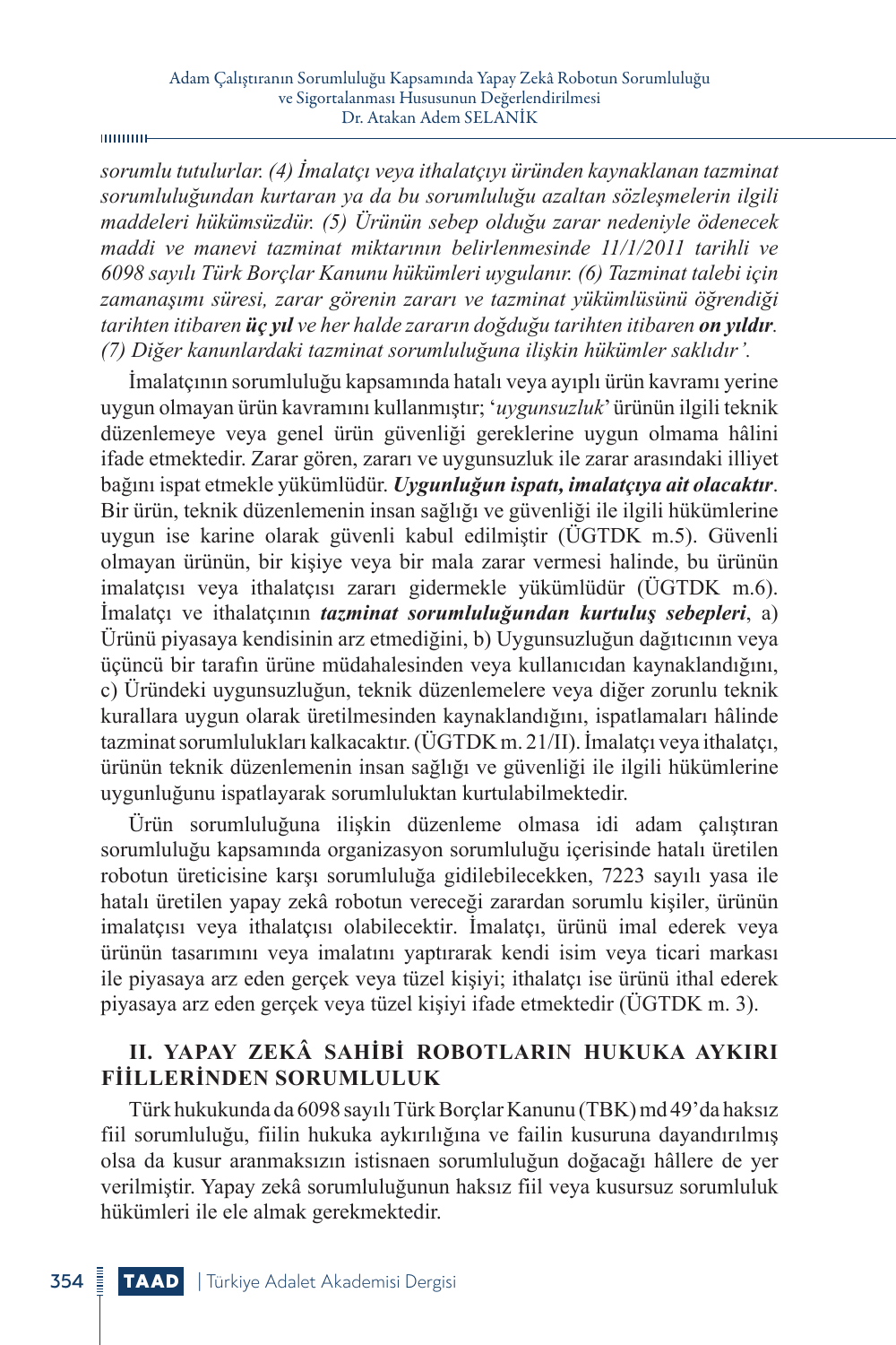*sorumlu tutulurlar. (4) İmalatçı veya ithalatçıyı üründen kaynaklanan tazminat sorumluluğundan kurtaran ya da bu sorumluluğu azaltan sözleşmelerin ilgili maddeleri hükümsüzdür. (5) Ürünün sebep olduğu zarar nedeniyle ödenecek maddi ve manevi tazminat miktarının belirlenmesinde 11/1/2011 tarihli ve 6098 sayılı Türk Borçlar Kanunu hükümleri uygulanır. (6) Tazminat talebi için zamanaşımı süresi, zarar görenin zararı ve tazminat yükümlüsünü öğrendiği tarihten itibaren **üç yıl** ve her halde zararın doğduğu tarihten itibaren **on yıldır**. (7) Diğer kanunlardaki tazminat sorumluluğuna ilişkin hükümler saklıdır'.*

İmalatçının sorumluluğu kapsamında hatalı veya ayıplı ürün kavramı yerine uygun olmayan ürün kavramını kullanmıştır; '*uygunsuzluk*' ürünün ilgili teknik düzenlemeye veya genel ürün güvenliği gereklerine uygun olmama hâlini ifade etmektedir. Zarar gören, zararı ve uygunsuzluk ile zarar arasındaki illiyet bağını ispat etmekle yükümlüdür. ***Uygunluğun ispatı, imalatçıya ait olacaktır***. Bir ürün, teknik düzenlemenin insan sağlığı ve güvenliği ile ilgili hükümlerine uygun ise karine olarak güvenli kabul edilmiştir (ÜGTDK m.5). Güvenli olmayan ürünün, bir kişiye veya bir mala zarar vermesi halinde, bu ürünün imalatçısı veya ithalatçısı zararı gidermekle yükümlüdür (ÜGTDK m.6). İmalatçı ve ithalatçının ***tazminat sorumluluğundan kurtuluş sebepleri***, a) Ürünü piyasaya kendisinin arz etmediğini, b) Uygunsuzluğun dağıtıcının veya üçüncü bir tarafın ürüne müdahalesinden veya kullanıcıdan kaynaklandığını, c) Üründeki uygunsuzluğun, teknik düzenlemelere veya diğer zorunlu teknik kurallara uygun olarak üretilmesinden kaynaklandığını, ispatlamaları hâlinde tazminat sorumlulukları kalkacaktır. (ÜGTDK m. 21/II). İmalatçı veya ithalatçı, ürünün teknik düzenlemenin insan sağlığı ve güvenliği ile ilgili hükümlerine uygunluğunu ispatlayarak sorumluluktan kurtulabilmektedir.

Ürün sorumluluğuna ilişkin düzenleme olmasa idi adam çalıştıran sorumluluğu kapsamında organizasyon sorumluluğu içerisinde hatalı üretilen robotun üreticisine karşı sorumluluğa gidilebilecekken, 7223 sayılı yasa ile hatalı üretilen yapay zekâ robotun vereceği zarardan sorumlu kişiler, ürünün imalatçısı veya ithalatçısı olabilecektir. İmalatçı, ürünü imal ederek veya ürünün tasarımını veya imalatını yaptırarak kendi isim veya ticari markası ile piyasaya arz eden gerçek veya tüzel kişiyi; ithalatçı ise ürünü ithal ederek piyasaya arz eden gerçek veya tüzel kişiyi ifade etmektedir (ÜGTDK m. 3).

## II. YAPAY ZEKÂ SAHİBİ ROBOTLARIN HUKUKA AYKIRI FİİLLERİNDEN SORUMLULUK

Türk hukukunda da 6098 sayılı Türk Borçlar Kanunu (TBK) md 49'da haksız fiil sorumluluğu, fiilin hukuka aykırılığına ve failin kusuruna dayandırılmış olsa da kusur aranmaksızın istisnaen sorumluluğun doğacağı hâllere de yer verilmiştir. Yapay zekâ sorumluluğunun haksız fiil veya kusursuz sorumluluk hükümleri ile ele almak gerekmektedir.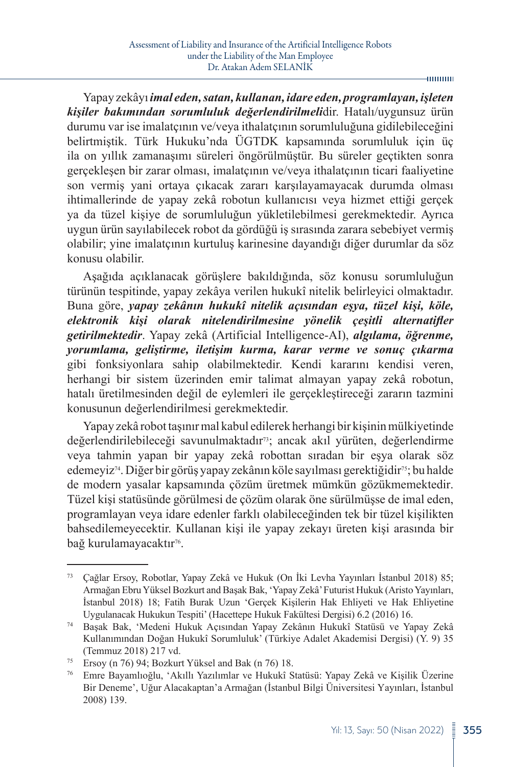Yapay zekâyı ***imal eden, satan, kullanan, idare eden, programlayan, işleten kişiler bakımından sorumluluk değerlendirilmeli***dir. Hatalı/uygunsuz ürün durumu var ise imalatçının ve/veya ithalatçının sorumluluğuna gidilebileceğini belirtmiştik. Türk Hukuku'nda ÜGTDK kapsamında sorumluluk için üç ila on yıllık zamanaşımı süreleri öngörülmüştür. Bu süreler geçtikten sonra gerçekleşen bir zarar olması, imalatçının ve/veya ithalatçının ticari faaliyetine son vermiş yani ortaya çıkacak zararı karşılayamayacak durumda olması ihtimallerinde de yapay zekâ robotun kullanıcısı veya hizmet ettiği gerçek ya da tüzel kişiye de sorumluluğun yükletilebilmesi gerekmektedir. Ayrıca uygun ürün sayılabilecek robot da gördüğü iş sırasında zarara sebebiyet vermiş olabilir; yine imalatçının kurtuluş karinesine dayandığı diğer durumlar da söz konusu olabilir.

Aşağıda açıklanacak görüşlere bakıldığında, söz konusu sorumluluğun türünün tespitinde, yapay zekâya verilen hukukî nitelik belirleyici olmaktadır. Buna göre, ***yapay zekânın hukukî nitelik açısından eşya, tüzel kişi, köle, elektronik kişi olarak nitelendirilmesine yönelik çeşitli alternatifler getirilmektedir***. Yapay zekâ (Artificial Intelligence-AI), ***algılama, öğrenme, yorumlama, geliştirme, iletişim kurma, karar verme ve sonuç çıkarma*** gibi fonksiyonlara sahip olabilmektedir. Kendi kararını kendisi veren, herhangi bir sistem üzerinden emir talimat almayan yapay zekâ robotun, hatalı üretilmesinden değil de eylemleri ile gerçekleştireceği zararın tazmini konusunun değerlendirilmesi gerekmektedir.

Yapay zekâ robot taşınır mal kabul edilerek herhangi bir kişinin mülkiyetinde değerlendirilebileceği savunulmaktadır[73]; ancak akıl yürüten, değerlendirme veya tahmin yapan bir yapay zekâ robottan sıradan bir eşya olarak söz edemeyiz[74]. Diğer bir görüş yapay zekânın köle sayılması gerektiğidir[75]; bu halde de modern yasalar kapsamında çözüm üretmek mümkün gözükmemektedir. Tüzel kişi statüsünde görülmesi de çözüm olarak öne sürülmüşse de imal eden, programlayan veya idare edenler farklı olabileceğinden tek bir tüzel kişilikten bahsedilemeyecektir. Kullanan kişi ile yapay zekayı üreten kişi arasında bir bağ kurulamayacaktır[76].

---

[73] Çağlar Ersoy, Robotlar, Yapay Zekâ ve Hukuk (On İki Levha Yayınları İstanbul 2018) 85; Armağan Ebru Yüksel Bozkurt and Başak Bak, 'Yapay Zekâ' Futurist Hukuk (Aristo Yayınları, İstanbul 2018) 18; Fatih Burak Uzun 'Gerçek Kişilerin Hak Ehliyeti ve Hak Ehliyetine Uygulanacak Hukukun Tespiti' (Hacettepe Hukuk Fakültesi Dergisi) 6.2 (2016) 16.

[74] Başak Bak, 'Medeni Hukuk Açısından Yapay Zekânın Hukukî Statüsü ve Yapay Zekâ Kullanımından Doğan Hukukî Sorumluluk' (Türkiye Adalet Akademisi Dergisi) (Y. 9) 35 (Temmuz 2018) 217 vd.

[75] Ersoy (n 76) 94; Bozkurt Yüksel and Bak (n 76) 18.

[76] Emre Bayamlıoğlu, 'Akıllı Yazılımlar ve Hukukî Statüsü: Yapay Zekâ ve Kişilik Üzerine Bir Deneme', Uğur Alacakaptan'a Armağan (İstanbul Bilgi Üniversitesi Yayınları, İstanbul 2008) 139.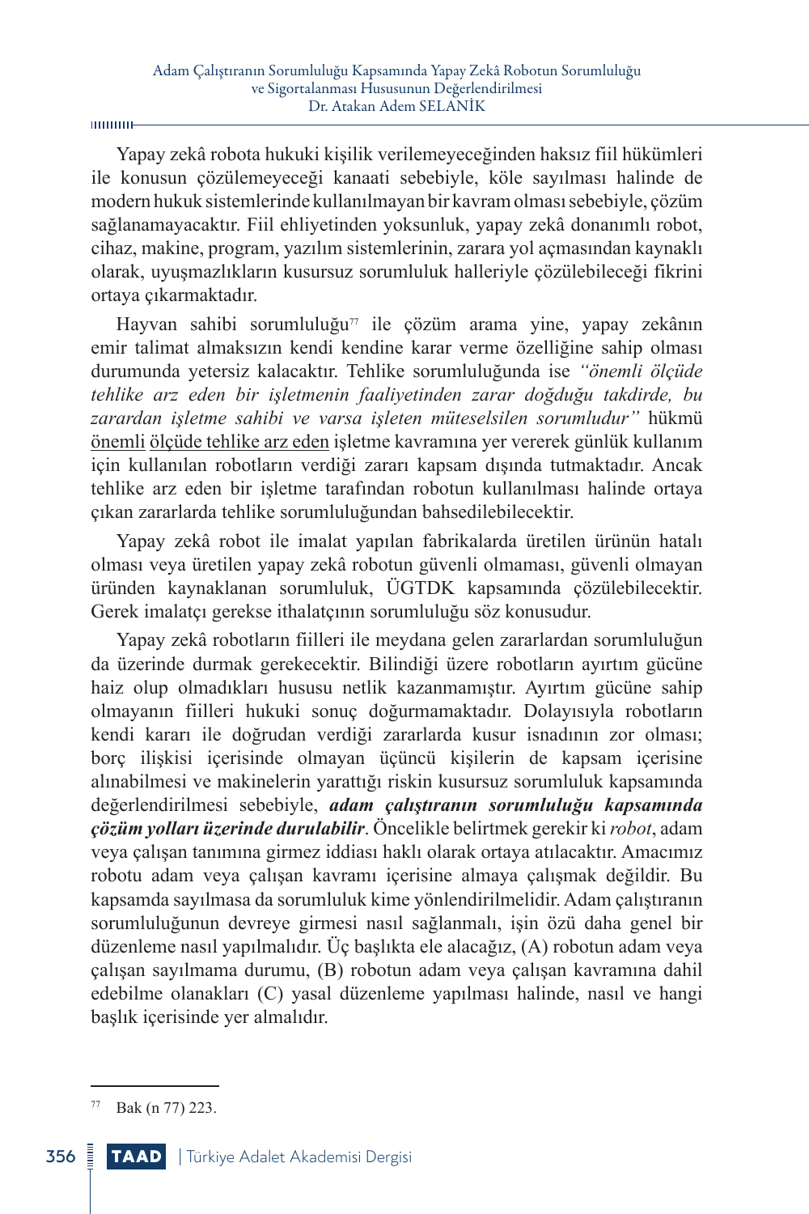Yapay zekâ robota hukuki kişilik verilemeyeceğinden haksız fiil hükümleri ile konusun çözülemeyeceği kanaati sebebiyle, köle sayılması halinde de modern hukuk sistemlerinde kullanılmayan bir kavram olması sebebiyle, çözüm sağlanamayacaktır. Fiil ehliyetinden yoksunluk, yapay zekâ donanımlı robot, cihaz, makine, program, yazılım sistemlerinin, zarara yol açmasından kaynaklı olarak, uyuşmazlıkların kusursuz sorumluluk halleriyle çözülebileceği fikrini ortaya çıkarmaktadır.

Hayvan sahibi sorumluluğu[77] ile çözüm arama yine, yapay zekânın emir talimat almaksızın kendi kendine karar verme özelliğine sahip olması durumunda yetersiz kalacaktır. Tehlike sorumluluğunda ise *"önemli ölçüde tehlike arz eden bir işletmenin faaliyetinden zarar doğduğu takdirde, bu zarardan işletme sahibi ve varsa işleten müteselsilen sorumludur"* hükmü <u>önemli</u> <u>ölçüde tehlike arz eden</u> işletme kavramına yer vererek günlük kullanım için kullanılan robotların verdiği zararı kapsam dışında tutmaktadır. Ancak tehlike arz eden bir işletme tarafından robotun kullanılması halinde ortaya çıkan zararlarda tehlike sorumluluğundan bahsedilebilecektir.

Yapay zekâ robot ile imalat yapılan fabrikalarda üretilen ürünün hatalı olması veya üretilen yapay zekâ robotun güvenli olmaması, güvenli olmayan üründen kaynaklanan sorumluluk, ÜGTDK kapsamında çözülebilecektir. Gerek imalatçı gerekse ithalatçının sorumluluğu söz konusudur.

Yapay zekâ robotların fiilleri ile meydana gelen zararlardan sorumluluğun da üzerinde durmak gerekecektir. Bilindiği üzere robotların ayırtım gücüne haiz olup olmadıkları hususu netlik kazanmamıştır. Ayırtım gücüne sahip olmayanın fiilleri hukuki sonuç doğurmamaktadır. Dolayısıyla robotların kendi kararı ile doğrudan verdiği zararlarda kusur isnadının zor olması; borç ilişkisi içerisinde olmayan üçüncü kişilerin de kapsam içerisine alınabilmesi ve makinelerin yarattığı riskin kusursuz sorumluluk kapsamında değerlendirilmesi sebebiyle, ***adam çalıştıranın sorumluluğu kapsamında çözüm yolları üzerinde durulabilir***. Öncelikle belirtmek gerekir ki *robot*, adam veya çalışan tanımına girmez iddiası haklı olarak ortaya atılacaktır. Amacımız robotu adam veya çalışan kavramı içerisine almaya çalışmak değildir. Bu kapsamda sayılmasa da sorumluluk kime yönlendirilmelidir. Adam çalıştıranın sorumluluğunun devreye girmesi nasıl sağlanmalı, işin özü daha genel bir düzenleme nasıl yapılmalıdır. Üç başlıkta ele alacağız, (A) robotun adam veya çalışan sayılmama durumu, (B) robotun adam veya çalışan kavramına dahil edebilme olanakları (C) yasal düzenleme yapılması halinde, nasıl ve hangi başlık içerisinde yer almalıdır.

---

[77] Bak (n 77) 223.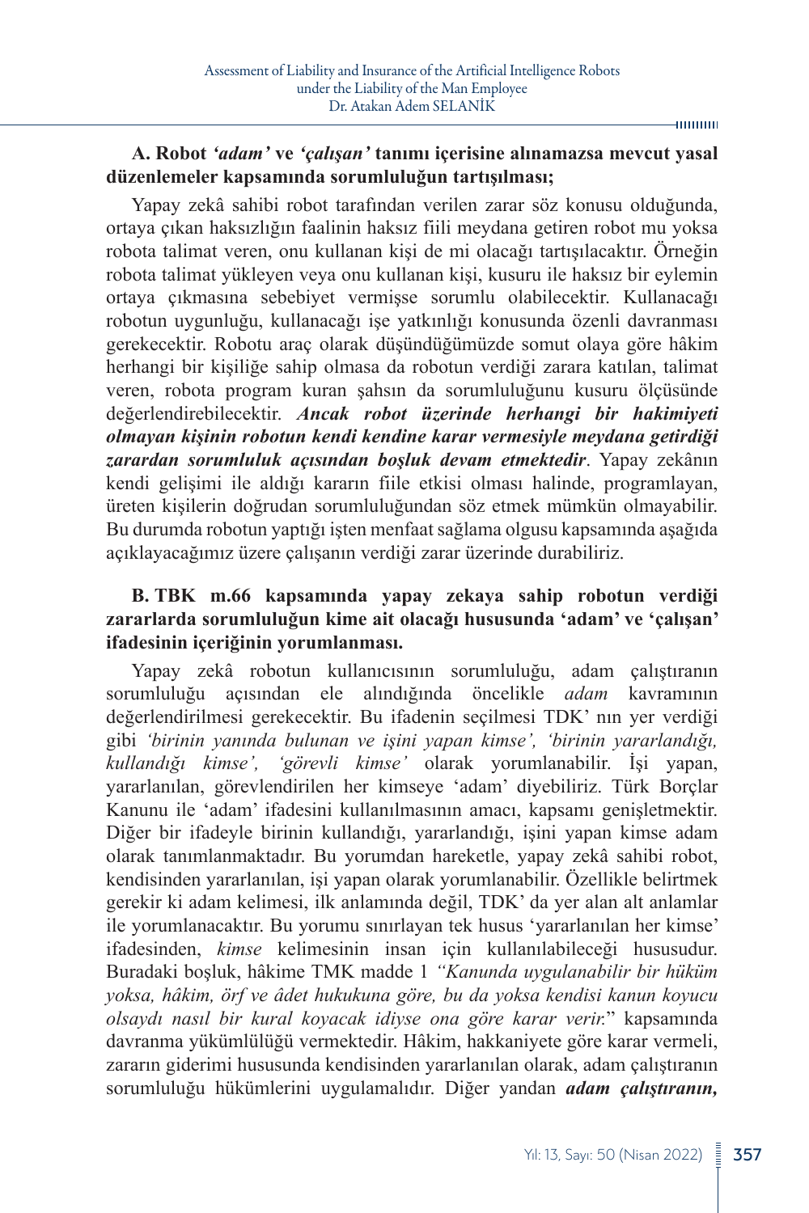### A. Robot *'adam'* ve *'çalışan'* tanımı içerisine alınamazsa mevcut yasal düzenlemeler kapsamında sorumluluğun tartışılması;

Yapay zekâ sahibi robot tarafından verilen zarar söz konusu olduğunda, ortaya çıkan haksızlığın faalinin haksız fiili meydana getiren robot mu yoksa robota talimat veren, onu kullanan kişi de mi olacağı tartışılacaktır. Örneğin robota talimat yükleyen veya onu kullanan kişi, kusuru ile haksız bir eylemin ortaya çıkmasına sebebiyet vermişse sorumlu olabilecektir. Kullanacağı robotun uygunluğu, kullanacağı işe yatkınlığı konusunda özenli davranması gerekecektir. Robotu araç olarak düşündüğümüzde somut olaya göre hâkim herhangi bir kişiliğe sahip olmasa da robotun verdiği zarara katılan, talimat veren, robota program kuran şahsın da sorumluluğunu kusuru ölçüsünde değerlendirebilecektir. ***Ancak robot üzerinde herhangi bir hakimiyeti olmayan kişinin robotun kendi kendine karar vermesiyle meydana getirdiği zarardan sorumluluk açısından boşluk devam etmektedir***. Yapay zekânın kendi gelişimi ile aldığı kararın fiile etkisi olması halinde, programlayan, üreten kişilerin doğrudan sorumluluğundan söz etmek mümkün olmayabilir. Bu durumda robotun yaptığı işten menfaat sağlama olgusu kapsamında aşağıda açıklayacağımız üzere çalışanın verdiği zarar üzerinde durabiliriz.

### B. TBK m.66 kapsamında yapay zekaya sahip robotun verdiği zararlarda sorumluluğun kime ait olacağı hususunda 'adam' ve 'çalışan' ifadesinin içeriğinin yorumlanması.

Yapay zekâ robotun kullanıcısının sorumluluğu, adam çalıştıranın sorumluluğu açısından ele alındığında öncelikle *adam* kavramının değerlendirilmesi gerekecektir. Bu ifadenin seçilmesi TDK' nın yer verdiği gibi *'birinin yanında bulunan ve işini yapan kimse', 'birinin yararlandığı, kullandığı kimse', 'görevli kimse'* olarak yorumlanabilir. İşi yapan, yararlanılan, görevlendirilen her kimseye 'adam' diyebiliriz. Türk Borçlar Kanunu ile 'adam' ifadesini kullanılmasının amacı, kapsamı genişletmektir. Diğer bir ifadeyle birinin kullandığı, yararlandığı, işini yapan kimse adam olarak tanımlanmaktadır. Bu yorumdan hareketle, yapay zekâ sahibi robot, kendisinden yararlanılan, işi yapan olarak yorumlanabilir. Özellikle belirtmek gerekir ki adam kelimesi, ilk anlamında değil, TDK' da yer alan alt anlamlar ile yorumlanacaktır. Bu yorumu sınırlayan tek husus 'yararlanılan her kimse' ifadesinden, *kimse* kelimesinin insan için kullanılabileceği hususudur. Buradaki boşluk, hâkime TMK madde 1 *"Kanunda uygulanabilir bir hüküm yoksa, hâkim, örf ve âdet hukukuna göre, bu da yoksa kendisi kanun koyucu olsaydı nasıl bir kural koyacak idiyse ona göre karar verir.*" kapsamında davranma yükümlülüğü vermektedir. Hâkim, hakkaniyete göre karar vermeli, zararın giderimi hususunda kendisinden yararlanılan olarak, adam çalıştıranın sorumluluğu hükümlerini uygulamalıdır. Diğer yandan ***adam çalıştıranın,***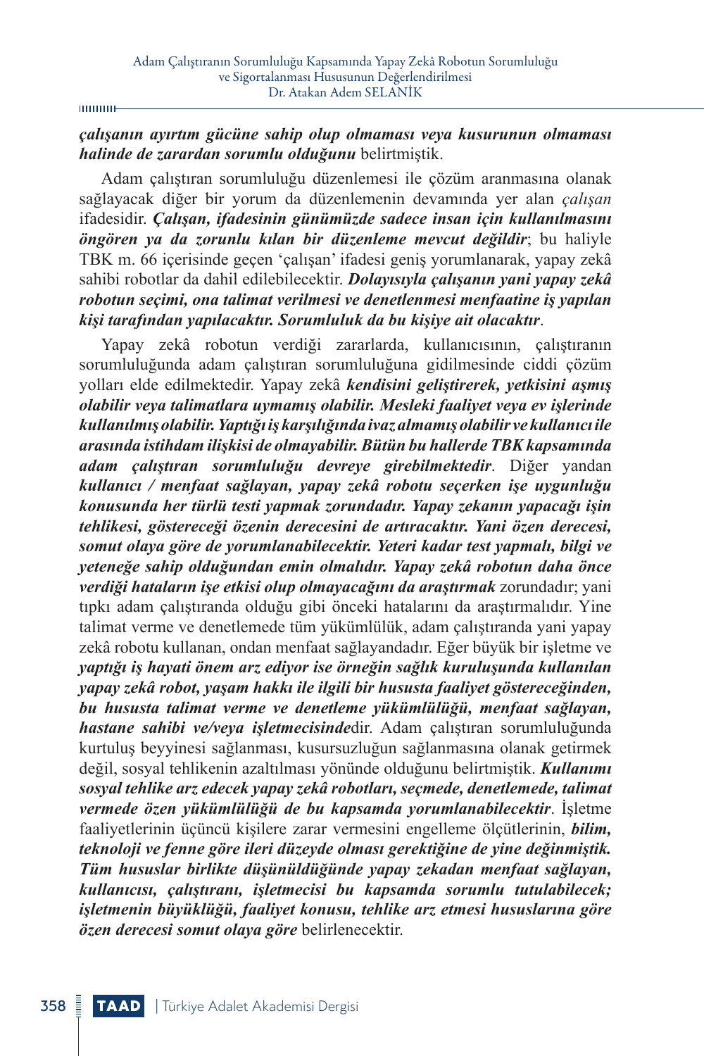***çalışanın ayırtım gücüne sahip olup olmaması veya kusurunun olmaması halinde de zarardan sorumlu olduğunu*** belirtmiştik.

Adam çalıştıran sorumluluğu düzenlemesi ile çözüm aranmasına olanak sağlayacak diğer bir yorum da düzenlemenin devamında yer alan *çalışan* ifadesidir. ***Çalışan, ifadesinin günümüzde sadece insan için kullanılmasını öngören ya da zorunlu kılan bir düzenleme mevcut değildir***; bu haliyle TBK m. 66 içerisinde geçen 'çalışan' ifadesi geniş yorumlanarak, yapay zekâ sahibi robotlar da dahil edilebilecektir. ***Dolayısıyla çalışanın yani yapay zekâ robotun seçimi, ona talimat verilmesi ve denetlenmesi menfaatine iş yapılan kişi tarafından yapılacaktır. Sorumluluk da bu kişiye ait olacaktır***.

Yapay zekâ robotun verdiği zararlarda, kullanıcısının, çalıştıranın sorumluluğunda adam çalıştıran sorumluluğuna gidilmesinde ciddi çözüm yolları elde edilmektedir. Yapay zekâ ***kendisini geliştirerek, yetkisini aşmış olabilir veya talimatlara uymamış olabilir. Mesleki faaliyet veya ev işlerinde kullanılmış olabilir. Yaptığı iş karşılığında ivaz almamış olabilir ve kullanıcı ile arasında istihdam ilişkisi de olmayabilir. Bütün bu hallerde TBK kapsamında adam çalıştıran sorumluluğu devreye girebilmektedir***. Diğer yandan ***kullanıcı / menfaat sağlayan, yapay zekâ robotu seçerken işe uygunluğu konusunda her türlü testi yapmak zorundadır. Yapay zekanın yapacağı işin tehlikesi, göstereceği özenin derecesini de artıracaktır. Yani özen derecesi, somut olaya göre de yorumlanabilecektir. Yeteri kadar test yapmalı, bilgi ve yeteneğe sahip olduğundan emin olmalıdır. Yapay zekâ robotun daha önce verdiği hataların işe etkisi olup olmayacağını da araştırmak*** zorundadır; yani tıpkı adam çalıştıranda olduğu gibi önceki hatalarını da araştırmalıdır. Yine talimat verme ve denetlemede tüm yükümlülük, adam çalıştıranda yani yapay zekâ robotu kullanan, ondan menfaat sağlayandadır. Eğer büyük bir işletme ve ***yaptığı iş hayati önem arz ediyor ise örneğin sağlık kuruluşunda kullanılan yapay zekâ robot, yaşam hakkı ile ilgili bir hususta faaliyet göstereceğinden, bu hususta talimat verme ve denetleme yükümlülüğü, menfaat sağlayan, hastane sahibi ve/veya işletmecisinde***dir. Adam çalıştıran sorumluluğunda kurtuluş beyyinesi sağlanması, kusursuzluğun sağlanmasına olanak getirmek değil, sosyal tehlikenin azaltılması yönünde olduğunu belirtmiştik. ***Kullanımı sosyal tehlike arz edecek yapay zekâ robotları, seçmede, denetlemede, talimat vermede özen yükümlülüğü de bu kapsamda yorumlanabilecektir***. İşletme faaliyetlerinin üçüncü kişilere zarar vermesini engelleme ölçütlerinin, ***bilim, teknoloji ve fenne göre ileri düzeyde olması gerektiğine de yine değinmiştik. Tüm hususlar birlikte düşünüldüğünde yapay zekadan menfaat sağlayan, kullanıcısı, çalıştıranı, işletmecisi bu kapsamda sorumlu tutulabilecek; işletmenin büyüklüğü, faaliyet konusu, tehlike arz etmesi hususlarına göre özen derecesi somut olaya göre*** belirlenecektir.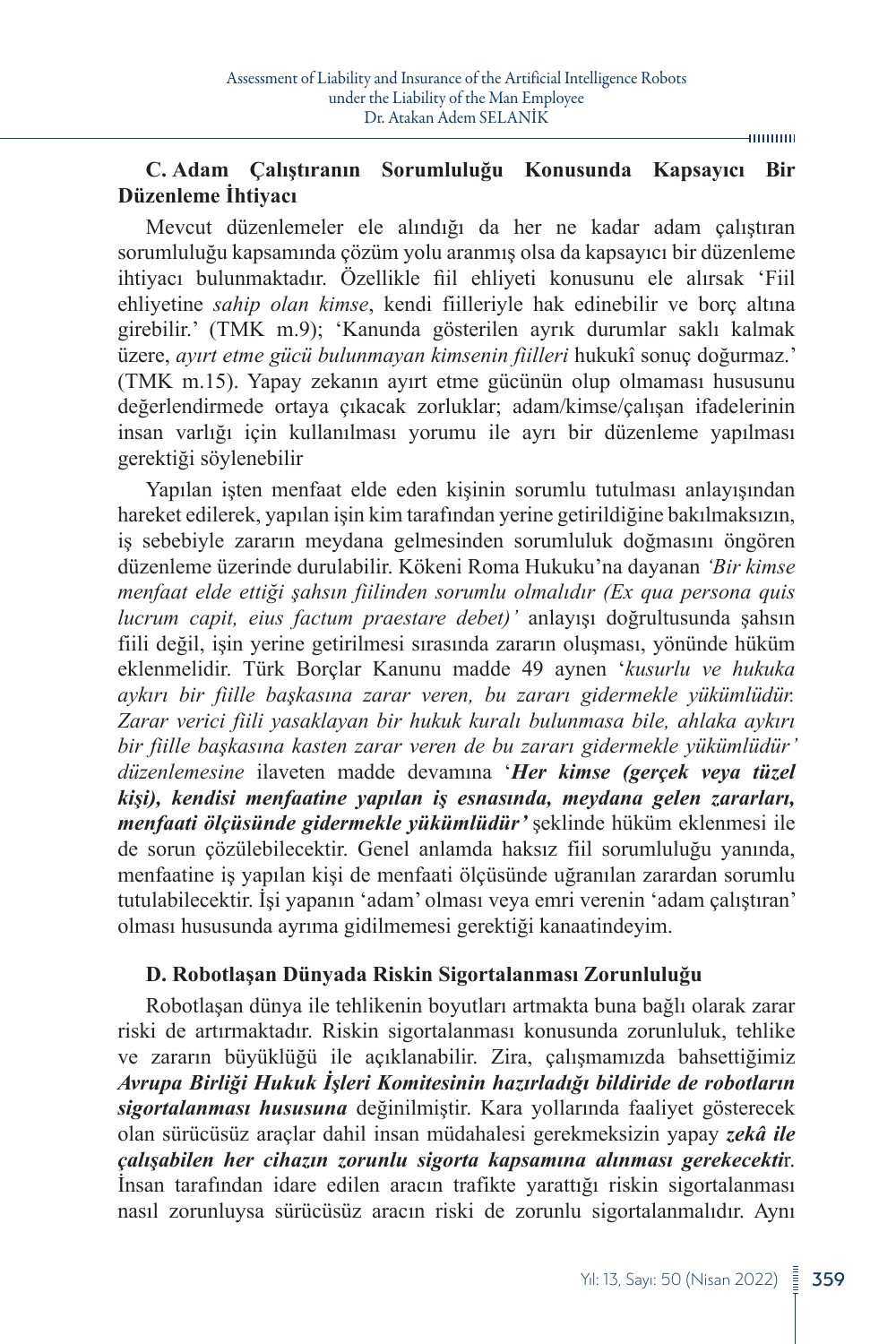### C. Adam Çalıştıranın Sorumluluğu Konusunda Kapsayıcı Bir Düzenleme İhtiyacı

Mevcut düzenlemeler ele alındığı da her ne kadar adam çalıştıran sorumluluğu kapsamında çözüm yolu aranmış olsa da kapsayıcı bir düzenleme ihtiyacı bulunmaktadır. Özellikle fiil ehliyeti konusunu ele alırsak 'Fiil ehliyetine *sahip olan kimse*, kendi fiilleriyle hak edinebilir ve borç altına girebilir.' (TMK m.9); 'Kanunda gösterilen ayrık durumlar saklı kalmak üzere, *ayırt etme gücü bulunmayan kimsenin fiilleri* hukukî sonuç doğurmaz.' (TMK m.15). Yapay zekanın ayırt etme gücünün olup olmaması hususunu değerlendirmede ortaya çıkacak zorluklar; adam/kimse/çalışan ifadelerinin insan varlığı için kullanılması yorumu ile ayrı bir düzenleme yapılması gerektiği söylenebilir

Yapılan işten menfaat elde eden kişinin sorumlu tutulması anlayışından hareket edilerek, yapılan işin kim tarafından yerine getirildiğine bakılmaksızın, iş sebebiyle zararın meydana gelmesinden sorumluluk doğmasını öngören düzenleme üzerinde durulabilir. Kökeni Roma Hukuku'na dayanan *'Bir kimse menfaat elde ettiği şahsın fiilinden sorumlu olmalıdır (Ex qua persona quis lucrum capit, eius factum praestare debet)'* anlayışı doğrultusunda şahsın fiili değil, işin yerine getirilmesi sırasında zararın oluşması, yönünde hüküm eklenmelidir. Türk Borçlar Kanunu madde 49 aynen '*kusurlu ve hukuka aykırı bir fiille başkasına zarar veren, bu zararı gidermekle yükümlüdür. Zarar verici fiili yasaklayan bir hukuk kuralı bulunmasa bile, ahlaka aykırı bir fiille başkasına kasten zarar veren de bu zararı gidermekle yükümlüdür' düzenlemesine* ilaveten madde devamına '***Her kimse (gerçek veya tüzel kişi), kendisi menfaatine yapılan iş esnasında, meydana gelen zararları, menfaati ölçüsünde gidermekle yükümlüdür'*** şeklinde hüküm eklenmesi ile de sorun çözülebilecektir. Genel anlamda haksız fiil sorumluluğu yanında, menfaatine iş yapılan kişi de menfaati ölçüsünde uğranılan zarardan sorumlu tutulabilecektir. İşi yapanın 'adam' olması veya emri verenin 'adam çalıştıran' olması hususunda ayrıma gidilmemesi gerektiği kanaatindeyim.

### D. Robotlaşan Dünyada Riskin Sigortalanması Zorunluluğu

Robotlaşan dünya ile tehlikenin boyutları artmakta buna bağlı olarak zarar riski de artırmaktadır. Riskin sigortalanması konusunda zorunluluk, tehlike ve zararın büyüklüğü ile açıklanabilir. Zira, çalışmamızda bahsettiğimiz ***Avrupa Birliği Hukuk İşleri Komitesinin hazırladığı bildiride de robotların sigortalanması hususuna*** değinilmiştir. Kara yollarında faaliyet gösterecek olan sürücüsüz araçlar dahil insan müdahalesi gerekmeksizin yapay ***zekâ ile çalışabilen her cihazın zorunlu sigorta kapsamına alınması gerekecekti***r. İnsan tarafından idare edilen aracın trafikte yarattığı riskin sigortalanması nasıl zorunluysa sürücüsüz aracın riski de zorunlu sigortalanmalıdır. Aynı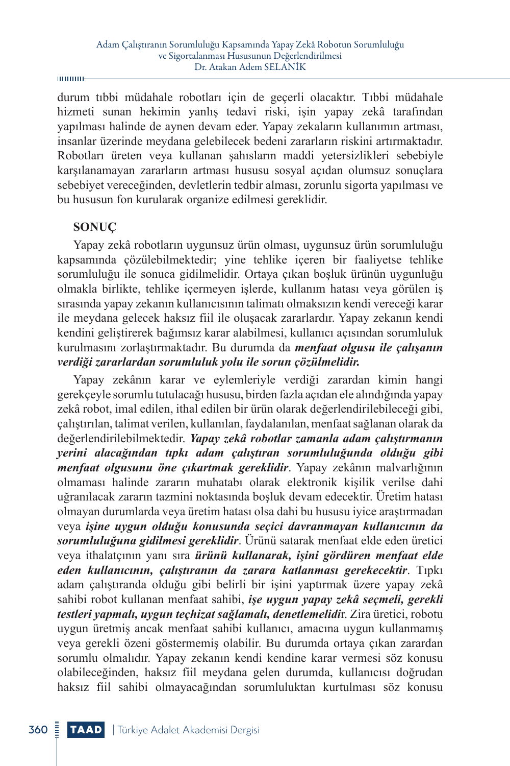durum tıbbi müdahale robotları için de geçerli olacaktır. Tıbbi müdahale hizmeti sunan hekimin yanlış tedavi riski, işin yapay zekâ tarafından yapılması halinde de aynen devam eder. Yapay zekaların kullanımın artması, insanlar üzerinde meydana gelebilecek bedeni zararların riskini artırmaktadır. Robotları üreten veya kullanan şahısların maddi yetersizlikleri sebebiyle karşılanamayan zararların artması hususu sosyal açıdan olumsuz sonuçlara sebebiyet vereceğinden, devletlerin tedbir alması, zorunlu sigorta yapılması ve bu hususun fon kurularak organize edilmesi gereklidir.

## SONUÇ

Yapay zekâ robotların uygunsuz ürün olması, uygunsuz ürün sorumluluğu kapsamında çözülebilmektedir; yine tehlike içeren bir faaliyetse tehlike sorumluluğu ile sonuca gidilmelidir. Ortaya çıkan boşluk ürünün uygunluğu olmakla birlikte, tehlike içermeyen işlerde, kullanım hatası veya görülen iş sırasında yapay zekanın kullanıcısının talimatı olmaksızın kendi vereceği karar ile meydana gelecek haksız fiil ile oluşacak zararlardır. Yapay zekanın kendi kendini geliştirerek bağımsız karar alabilmesi, kullanıcı açısından sorumluluk kurulmasını zorlaştırmaktadır. Bu durumda da ***menfaat olgusu ile çalışanın verdiği zararlardan sorumluluk yolu ile sorun çözülmelidir.***

Yapay zekânın karar ve eylemleriyle verdiği zarardan kimin hangi gerekçeyle sorumlu tutulacağı hususu, birden fazla açıdan ele alındığında yapay zekâ robot, imal edilen, ithal edilen bir ürün olarak değerlendirilebileceği gibi, çalıştırılan, talimat verilen, kullanılan, faydalanılan, menfaat sağlanan olarak da değerlendirilebilmektedir. ***Yapay zekâ robotlar zamanla adam çalıştırmanın yerini alacağından tıpkı adam çalıştıran sorumluluğunda olduğu gibi menfaat olgusunu öne çıkartmak gereklidir***. Yapay zekânın malvarlığının olmaması halinde zararın muhatabı olarak elektronik kişilik verilse dahi uğranılacak zararın tazmini noktasında boşluk devam edecektir. Üretim hatası olmayan durumlarda veya üretim hatası olsa dahi bu hususu iyice araştırmadan veya ***işine uygun olduğu konusunda seçici davranmayan kullanıcının da sorumluluğuna gidilmesi gereklidir***. Ürünü satarak menfaat elde eden üretici veya ithalatçının yanı sıra ***ürünü kullanarak, işini gördüren menfaat elde eden kullanıcının, çalıştıranın da zarara katlanması gerekecektir***. Tıpkı adam çalıştıranda olduğu gibi belirli bir işini yaptırmak üzere yapay zekâ sahibi robot kullanan menfaat sahibi, ***işe uygun yapay zekâ seçmeli, gerekli testleri yapmalı, uygun teçhizat sağlamalı, denetlemelidi***r. Zira üretici, robotu uygun üretmiş ancak menfaat sahibi kullanıcı, amacına uygun kullanmamış veya gerekli özeni göstermemiş olabilir. Bu durumda ortaya çıkan zarardan sorumlu olmalıdır. Yapay zekanın kendi kendine karar vermesi söz konusu olabileceğinden, haksız fiil meydana gelen durumda, kullanıcısı doğrudan haksız fiil sahibi olmayacağından sorumluluktan kurtulması söz konusu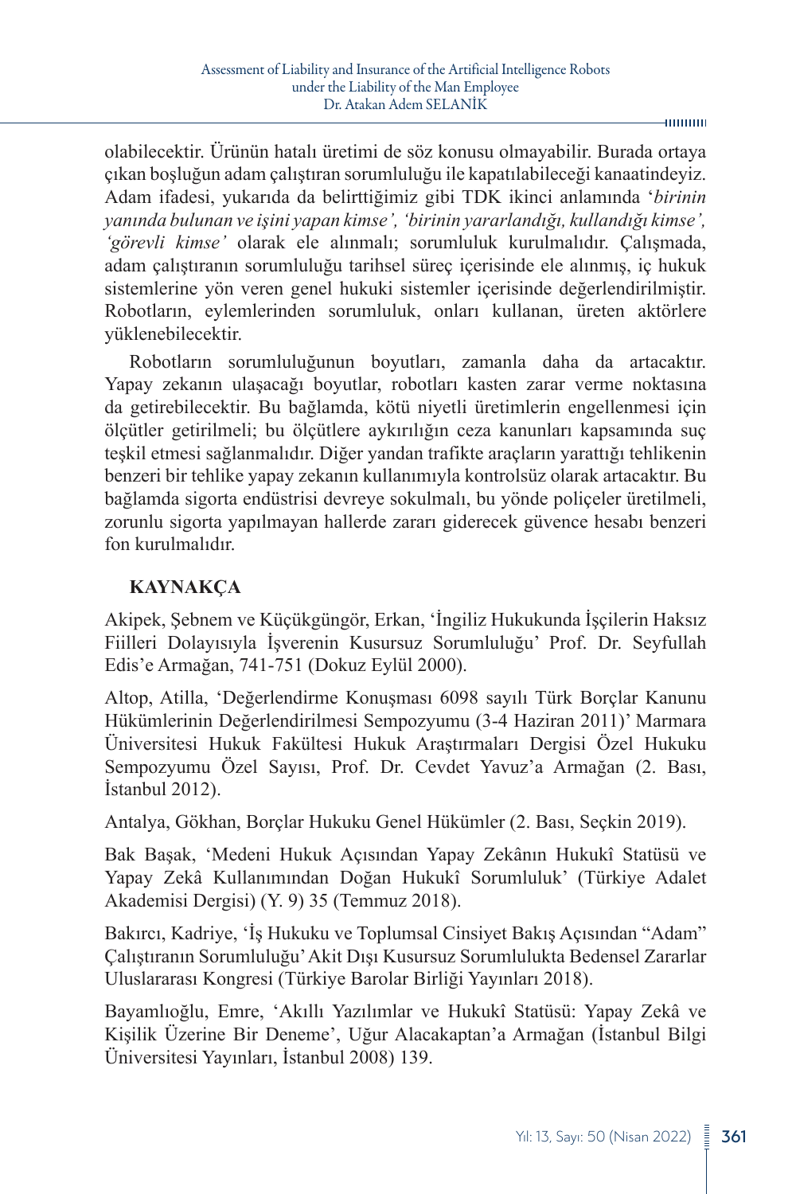olabilecektir. Ürünün hatalı üretimi de söz konusu olmayabilir. Burada ortaya çıkan boşluğun adam çalıştıran sorumluluğu ile kapatılabileceği kanaatindeyiz. Adam ifadesi, yukarıda da belirttiğimiz gibi TDK ikinci anlamında '*birinin yanında bulunan ve işini yapan kimse', 'birinin yararlandığı, kullandığı kimse', 'görevli kimse'* olarak ele alınmalı; sorumluluk kurulmalıdır. Çalışmada, adam çalıştıranın sorumluluğu tarihsel süreç içerisinde ele alınmış, iç hukuk sistemlerine yön veren genel hukuki sistemler içerisinde değerlendirilmiştir. Robotların, eylemlerinden sorumluluk, onları kullanan, üreten aktörlere yüklenebilecektir.

Robotların sorumluluğunun boyutları, zamanla daha da artacaktır. Yapay zekanın ulaşacağı boyutlar, robotları kasten zarar verme noktasına da getirebilecektir. Bu bağlamda, kötü niyetli üretimlerin engellenmesi için ölçütler getirilmeli; bu ölçütlere aykırılığın ceza kanunları kapsamında suç teşkil etmesi sağlanmalıdır. Diğer yandan trafikte araçların yarattığı tehlikenin benzeri bir tehlike yapay zekanın kullanımıyla kontrolsüz olarak artacaktır. Bu bağlamda sigorta endüstrisi devreye sokulmalı, bu yönde poliçeler üretilmeli, zorunlu sigorta yapılmayan hallerde zararı giderecek güvence hesabı benzeri fon kurulmalıdır.

## KAYNAKÇA

Akipek, Şebnem ve Küçükgüngör, Erkan, 'İngiliz Hukukunda İşçilerin Haksız Fiilleri Dolayısıyla İşverenin Kusursuz Sorumluluğu' Prof. Dr. Seyfullah Edis'e Armağan, 741-751 (Dokuz Eylül 2000).

Altop, Atilla, 'Değerlendirme Konuşması 6098 sayılı Türk Borçlar Kanunu Hükümlerinin Değerlendirilmesi Sempozyumu (3-4 Haziran 2011)' Marmara Üniversitesi Hukuk Fakültesi Hukuk Araştırmaları Dergisi Özel Hukuku Sempozyumu Özel Sayısı, Prof. Dr. Cevdet Yavuz'a Armağan (2. Bası, İstanbul 2012).

Antalya, Gökhan, Borçlar Hukuku Genel Hükümler (2. Bası, Seçkin 2019).

Bak Başak, 'Medeni Hukuk Açısından Yapay Zekânın Hukukî Statüsü ve Yapay Zekâ Kullanımından Doğan Hukukî Sorumluluk' (Türkiye Adalet Akademisi Dergisi) (Y. 9) 35 (Temmuz 2018).

Bakırcı, Kadriye, 'İş Hukuku ve Toplumsal Cinsiyet Bakış Açısından "Adam" Çalıştıranın Sorumluluğu' Akit Dışı Kusursuz Sorumlulukta Bedensel Zararlar Uluslararası Kongresi (Türkiye Barolar Birliği Yayınları 2018).

Bayamlıoğlu, Emre, 'Akıllı Yazılımlar ve Hukukî Statüsü: Yapay Zekâ ve Kişilik Üzerine Bir Deneme', Uğur Alacakaptan'a Armağan (İstanbul Bilgi Üniversitesi Yayınları, İstanbul 2008) 139.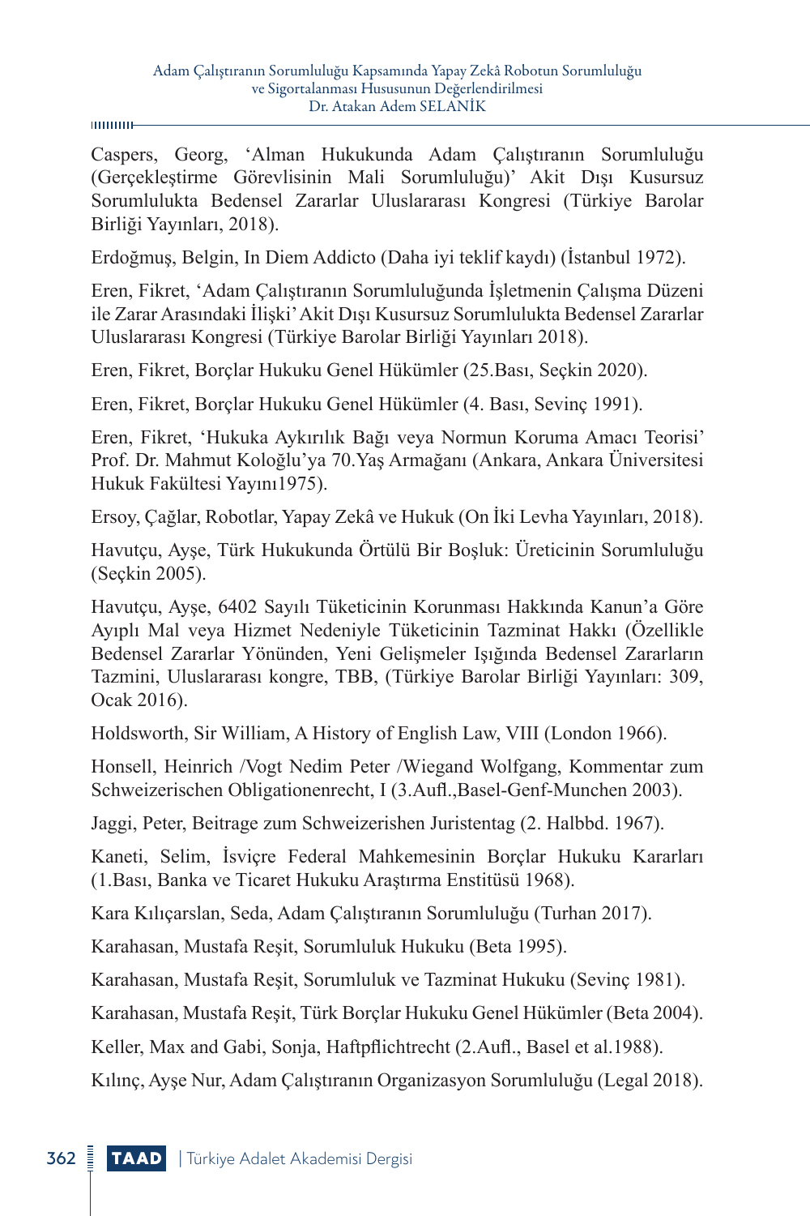Caspers, Georg, ‘Alman Hukukunda Adam Çalıştıranın Sorumluluğu (Gerçekleştirme Görevlisinin Mali Sorumluluğu)’ Akit Dışı Kusursuz Sorumlulukta Bedensel Zararlar Uluslararası Kongresi (Türkiye Barolar Birliği Yayınları, 2018).

Erdoğmuş, Belgin, In Diem Addicto (Daha iyi teklif kaydı) (İstanbul 1972).

Eren, Fikret, ‘Adam Çalıştıranın Sorumluluğunda İşletmenin Çalışma Düzeni ile Zarar Arasındaki İlişki’ Akit Dışı Kusursuz Sorumlulukta Bedensel Zararlar Uluslararası Kongresi (Türkiye Barolar Birliği Yayınları 2018).

Eren, Fikret, Borçlar Hukuku Genel Hükümler (25.Bası, Seçkin 2020).

Eren, Fikret, Borçlar Hukuku Genel Hükümler (4. Bası, Sevinç 1991).

Eren, Fikret, ‘Hukuka Aykırılık Bağı veya Normun Koruma Amacı Teorisi’ Prof. Dr. Mahmut Koloğlu’ya 70.Yaş Armağanı (Ankara, Ankara Üniversitesi Hukuk Fakültesi Yayını1975).

Ersoy, Çağlar, Robotlar, Yapay Zekâ ve Hukuk (On İki Levha Yayınları, 2018).

Havutçu, Ayşe, Türk Hukukunda Örtülü Bir Boşluk: Üreticinin Sorumluluğu (Seçkin 2005).

Havutçu, Ayşe, 6402 Sayılı Tüketicinin Korunması Hakkında Kanun’a Göre Ayıplı Mal veya Hizmet Nedeniyle Tüketicinin Tazminat Hakkı (Özellikle Bedensel Zararlar Yönünden, Yeni Gelişmeler Işığında Bedensel Zararların Tazmini, Uluslararası kongre, TBB, (Türkiye Barolar Birliği Yayınları: 309, Ocak 2016).

Holdsworth, Sir William, A History of English Law, VIII (London 1966).

Honsell, Heinrich /Vogt Nedim Peter /Wiegand Wolfgang, Kommentar zum Schweizerischen Obligationenrecht, I (3.Aufl.,Basel-Genf-Munchen 2003).

Jaggi, Peter, Beitrage zum Schweizerishen Juristentag (2. Halbbd. 1967).

Kaneti, Selim, İsviçre Federal Mahkemesinin Borçlar Hukuku Kararları (1.Bası, Banka ve Ticaret Hukuku Araştırma Enstitüsü 1968).

Kara Kılıçarslan, Seda, Adam Çalıştıranın Sorumluluğu (Turhan 2017).

Karahasan, Mustafa Reşit, Sorumluluk Hukuku (Beta 1995).

Karahasan, Mustafa Reşit, Sorumluluk ve Tazminat Hukuku (Sevinç 1981).

Karahasan, Mustafa Reşit, Türk Borçlar Hukuku Genel Hükümler (Beta 2004).

Keller, Max and Gabi, Sonja, Haftpflichtrecht (2.Aufl., Basel et al.1988).

Kılınç, Ayşe Nur, Adam Çalıştıranın Organizasyon Sorumluluğu (Legal 2018).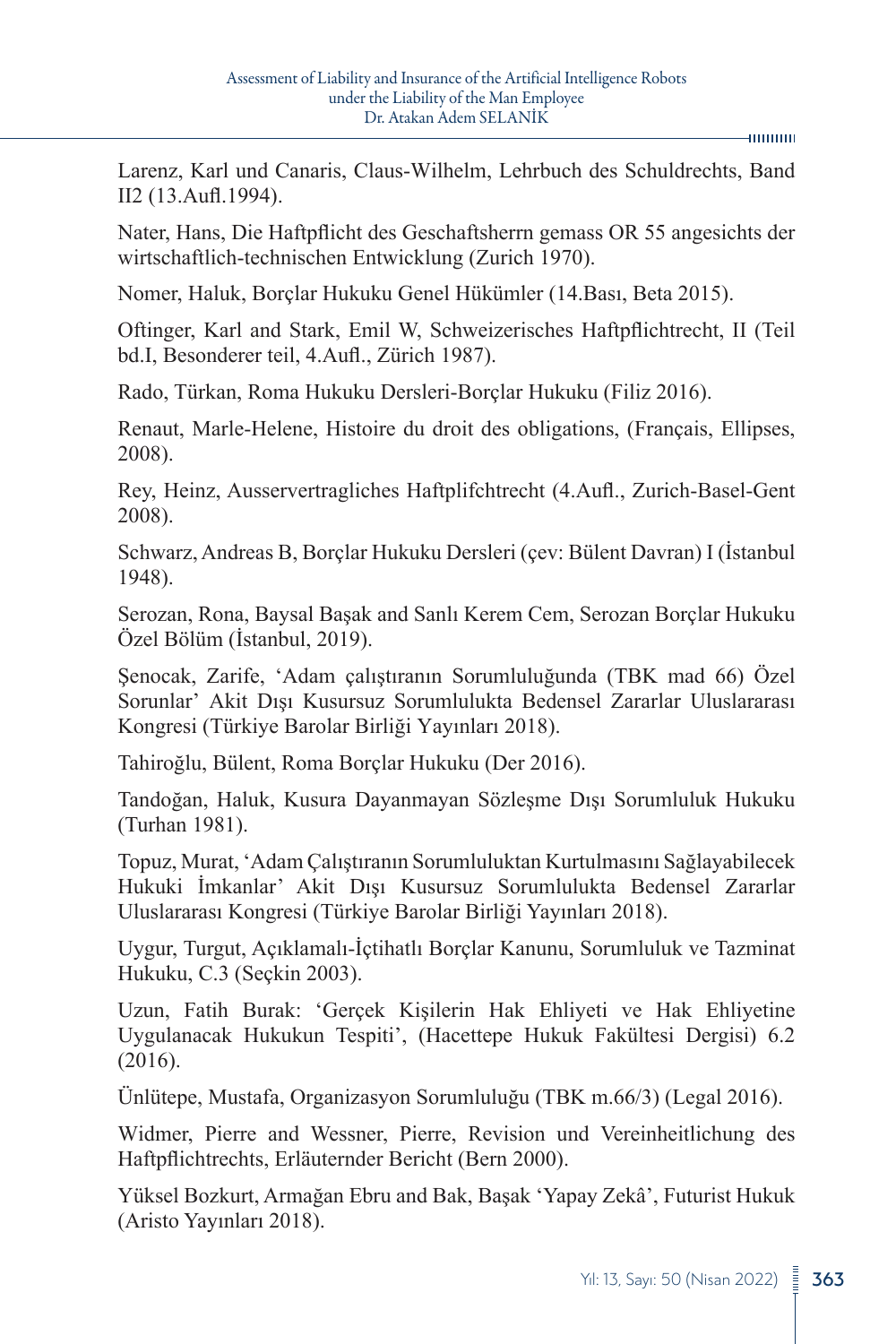Larenz, Karl und Canaris, Claus-Wilhelm, Lehrbuch des Schuldrechts, Band II2 (13.Aufl.1994).

Nater, Hans, Die Haftpflicht des Geschaftsherrn gemass OR 55 angesichts der wirtschaftlich-technischen Entwicklung (Zurich 1970).

Nomer, Haluk, Borçlar Hukuku Genel Hükümler (14.Bası, Beta 2015).

Oftinger, Karl and Stark, Emil W, Schweizerisches Haftpflichtrecht, II (Teil bd.I, Besonderer teil, 4.Aufl., Zürich 1987).

Rado, Türkan, Roma Hukuku Dersleri-Borçlar Hukuku (Filiz 2016).

Renaut, Marle-Helene, Histoire du droit des obligations, (Français, Ellipses, 2008).

Rey, Heinz, Ausservertragliches Haftplifchtrecht (4.Aufl., Zurich-Basel-Gent 2008).

Schwarz, Andreas B, Borçlar Hukuku Dersleri (çev: Bülent Davran) I (İstanbul 1948).

Serozan, Rona, Baysal Başak and Sanlı Kerem Cem, Serozan Borçlar Hukuku Özel Bölüm (İstanbul, 2019).

Şenocak, Zarife, 'Adam çalıştıranın Sorumluluğunda (TBK mad 66) Özel Sorunlar' Akit Dışı Kusursuz Sorumlulukta Bedensel Zararlar Uluslararası Kongresi (Türkiye Barolar Birliği Yayınları 2018).

Tahiroğlu, Bülent, Roma Borçlar Hukuku (Der 2016).

Tandoğan, Haluk, Kusura Dayanmayan Sözleşme Dışı Sorumluluk Hukuku (Turhan 1981).

Topuz, Murat, 'Adam Çalıştıranın Sorumluluktan Kurtulmasını Sağlayabilecek Hukuki İmkanlar' Akit Dışı Kusursuz Sorumlulukta Bedensel Zararlar Uluslararası Kongresi (Türkiye Barolar Birliği Yayınları 2018).

Uygur, Turgut, Açıklamalı-İçtihatlı Borçlar Kanunu, Sorumluluk ve Tazminat Hukuku, C.3 (Seçkin 2003).

Uzun, Fatih Burak: 'Gerçek Kişilerin Hak Ehliyeti ve Hak Ehliyetine Uygulanacak Hukukun Tespiti', (Hacettepe Hukuk Fakültesi Dergisi) 6.2 (2016).

Ünlütepe, Mustafa, Organizasyon Sorumluluğu (TBK m.66/3) (Legal 2016).

Widmer, Pierre and Wessner, Pierre, Revision und Vereinheitlichung des Haftpflichtrechts, Erläuternder Bericht (Bern 2000).

Yüksel Bozkurt, Armağan Ebru and Bak, Başak 'Yapay Zekâ', Futurist Hukuk (Aristo Yayınları 2018).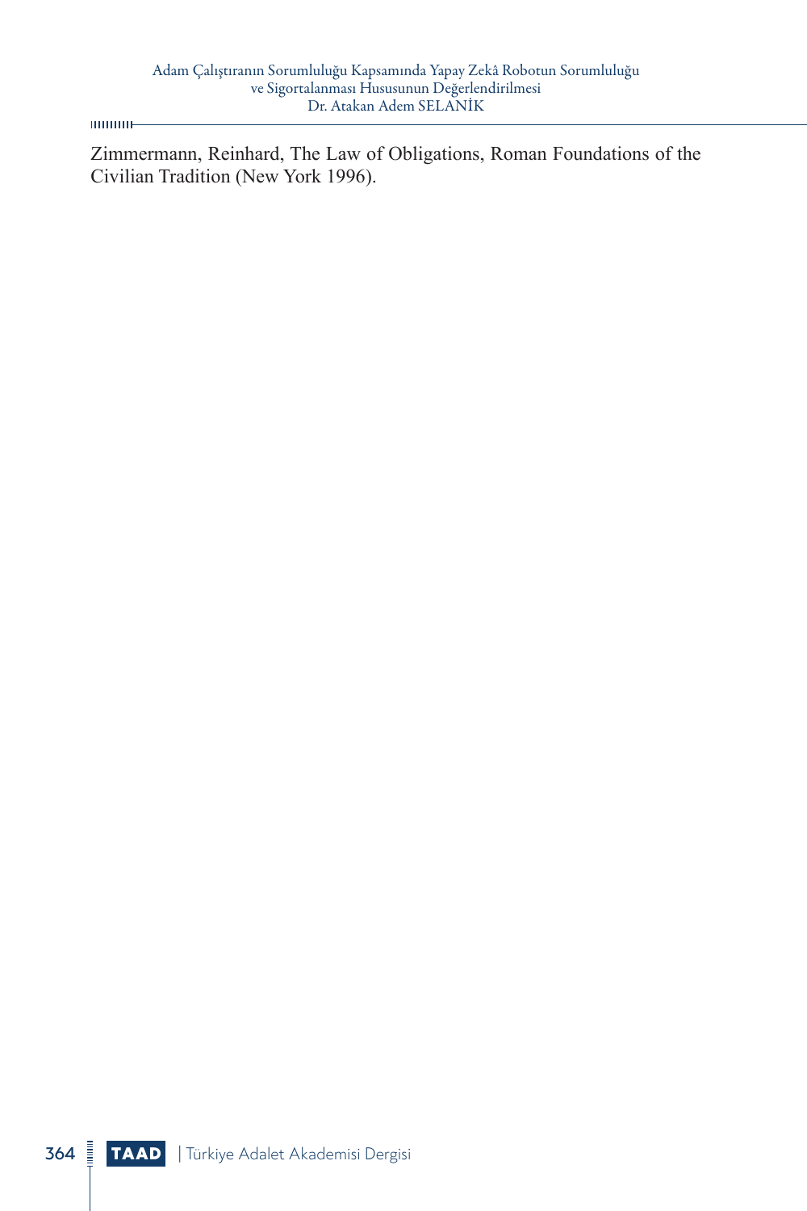Zimmermann, Reinhard, The Law of Obligations, Roman Foundations of the Civilian Tradition (New York 1996).